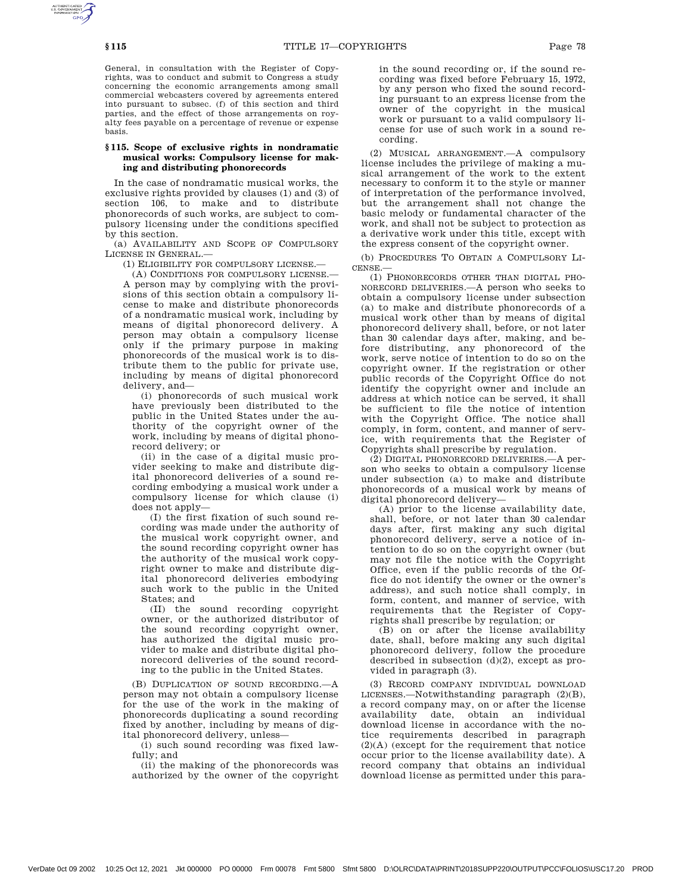General, in consultation with the Register of Copyrights, was to conduct and submit to Congress a study concerning the economic arrangements among small commercial webcasters covered by agreements entered into pursuant to subsec. (f) of this section and third parties, and the effect of those arrangements on royalty fees payable on a percentage of revenue or expense basis.

## §115. Scope of exclusive rights in nondramatic musical works: Compulsory license for making and distributing phonorecords

In the case of nondramatic musical works, the exclusive rights provided by clauses (1) and (3) of section 106, to make and to distribute phonorecords of such works, are subject to compulsory licensing under the conditions specified by this section.

(a) AVAILABILITY AND SCOPE OF COMPULSORY LICENSE IN GENERAL.—

(1) ELIGIBILITY FOR COMPULSORY LICENSE.—

(A) CONDITIONS FOR COMPULSORY LICENSE.—A person may by complying with the provisions of this section obtain a compulsory license to make and distribute phonorecords of a nondramatic musical work, including by means of digital phonorecord delivery. A person may obtain a compulsory license only if the primary purpose in making phonorecords of the musical work is to distribute them to the public for private use, including by means of digital phonorecord delivery, and—

(i) phonorecords of such musical work have previously been distributed to the public in the United States under the authority of the copyright owner of the work, including by means of digital phonorecord delivery; or

(ii) in the case of a digital music provider seeking to make and distribute digital phonorecord deliveries of a sound recording embodying a musical work under a compulsory license for which clause (i) does not apply—

(I) the first fixation of such sound recording was made under the authority of the musical work copyright owner, and the sound recording copyright owner has the authority of the musical work copyright owner to make and distribute digital phonorecord deliveries embodying such work to the public in the United States; and

(II) the sound recording copyright owner, or the authorized distributor of the sound recording copyright owner, has authorized the digital music provider to make and distribute digital phonorecord deliveries of the sound recording to the public in the United States.

(B) DUPLICATION OF SOUND RECORDING.—A person may not obtain a compulsory license for the use of the work in the making of phonorecords duplicating a sound recording fixed by another, including by means of digital phonorecord delivery, unless—

(i) such sound recording was fixed lawfully; and

(ii) the making of the phonorecords was authorized by the owner of the copyright in the sound recording or, if the sound recording was fixed before February 15, 1972, by any person who fixed the sound recording pursuant to an express license from the owner of the copyright in the musical work or pursuant to a valid compulsory license for use of such work in a sound recording.

(2) MUSICAL ARRANGEMENT.—A compulsory license includes the privilege of making a musical arrangement of the work to the extent necessary to conform it to the style or manner of interpretation of the performance involved, but the arrangement shall not change the basic melody or fundamental character of the work, and shall not be subject to protection as a derivative work under this title, except with the express consent of the copyright owner.

(b) PROCEDURES TO OBTAIN A COMPULSORY LICENSE.—

(1) PHONORECORDS OTHER THAN DIGITAL PHONORECORD DELIVERIES.—A person who seeks to obtain a compulsory license under subsection (a) to make and distribute phonorecords of a musical work other than by means of digital phonorecord delivery shall, before, or not later than 30 calendar days after, making, and before distributing, any phonorecord of the work, serve notice of intention to do so on the copyright owner. If the registration or other public records of the Copyright Office do not identify the copyright owner and include an address at which notice can be served, it shall be sufficient to file the notice of intention with the Copyright Office. The notice shall comply, in form, content, and manner of service, with requirements that the Register of Copyrights shall prescribe by regulation.

(2) DIGITAL PHONORECORD DELIVERIES.—A person who seeks to obtain a compulsory license under subsection (a) to make and distribute phonorecords of a musical work by means of digital phonorecord delivery—

(A) prior to the license availability date, shall, before, or not later than 30 calendar days after, first making any such digital phonorecord delivery, serve a notice of intention to do so on the copyright owner (but may not file the notice with the Copyright Office, even if the public records of the Office do not identify the owner or the owner's address), and such notice shall comply, in form, content, and manner of service, with requirements that the Register of Copyrights shall prescribe by regulation; or

(B) on or after the license availability date, shall, before making any such digital phonorecord delivery, follow the procedure described in subsection (d)(2), except as provided in paragraph (3).

(3) RECORD COMPANY INDIVIDUAL DOWNLOAD LICENSES.—Notwithstanding paragraph (2)(B), a record company may, on or after the license availability date, obtain an individual download license in accordance with the notice requirements described in paragraph (2)(A) (except for the requirement that notice occur prior to the license availability date). A record company that obtains an individual download license as permitted under this para-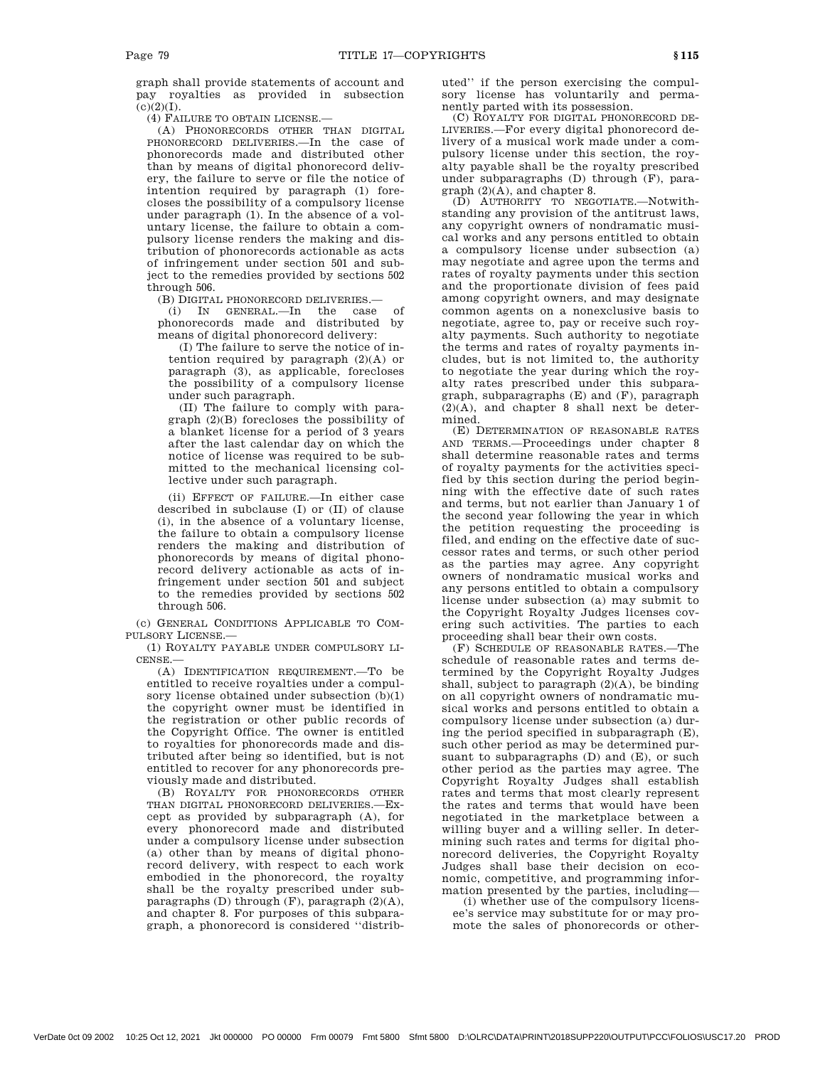graph shall provide statements of account and pay royalties as provided in subsection (c)(2)(I).

(4) FAILURE TO OBTAIN LICENSE.—

(A) PHONORECORDS OTHER THAN DIGITAL PHONORECORD DELIVERIES.—In the case of phonorecords made and distributed other than by means of digital phonorecord delivery, the failure to serve or file the notice of intention required by paragraph (1) forecloses the possibility of a compulsory license under paragraph (1). In the absence of a voluntary license, the failure to obtain a compulsory license renders the making and distribution of phonorecords actionable as acts of infringement under section 501 and subject to the remedies provided by sections 502 through 506.

(B) DIGITAL PHONORECORD DELIVERIES.—

(i) IN GENERAL.—In the case of phonorecords made and distributed by means of digital phonorecord delivery:

(I) The failure to serve the notice of intention required by paragraph (2)(A) or paragraph (3), as applicable, forecloses the possibility of a compulsory license under such paragraph.

(II) The failure to comply with paragraph (2)(B) forecloses the possibility of a blanket license for a period of 3 years after the last calendar day on which the notice of license was required to be submitted to the mechanical licensing collective under such paragraph.

(ii) EFFECT OF FAILURE.—In either case described in subclause (I) or (II) of clause (i), in the absence of a voluntary license, the failure to obtain a compulsory license renders the making and distribution of phonorecords by means of digital phonorecord delivery actionable as acts of infringement under section 501 and subject to the remedies provided by sections 502 through 506.

(c) GENERAL CONDITIONS APPLICABLE TO COMPULSORY LICENSE.—

(1) ROYALTY PAYABLE UNDER COMPULSORY LICENSE.—

(A) IDENTIFICATION REQUIREMENT.—To be entitled to receive royalties under a compulsory license obtained under subsection (b)(1) the copyright owner must be identified in the registration or other public records of the Copyright Office. The owner is entitled to royalties for phonorecords made and distributed after being so identified, but is not entitled to recover for any phonorecords previously made and distributed.

(B) ROYALTY FOR PHONORECORDS OTHER THAN DIGITAL PHONORECORD DELIVERIES.—Except as provided by subparagraph (A), for every phonorecord made and distributed under a compulsory license under subsection (a) other than by means of digital phonorecord delivery, with respect to each work embodied in the phonorecord, the royalty shall be the royalty prescribed under subparagraphs (D) through (F), paragraph (2)(A), and chapter 8. For purposes of this subparagraph, a phonorecord is considered "distributed" if the person exercising the compulsory license has voluntarily and permanently parted with its possession.

(C) ROYALTY FOR DIGITAL PHONORECORD DELIVERIES.—For every digital phonorecord delivery of a musical work made under a compulsory license under this section, the royalty payable shall be the royalty prescribed under subparagraphs (D) through (F), paragraph (2)(A), and chapter 8.

(D) AUTHORITY TO NEGOTIATE.—Notwithstanding any provision of the antitrust laws, any copyright owners of nondramatic musical works and any persons entitled to obtain a compulsory license under subsection (a) may negotiate and agree upon the terms and rates of royalty payments under this section and the proportionate division of fees paid among copyright owners, and may designate common agents on a nonexclusive basis to negotiate, agree to, pay or receive such royalty payments. Such authority to negotiate the terms and rates of royalty payments includes, but is not limited to, the authority to negotiate the year during which the royalty rates prescribed under this subparagraph, subparagraphs (E) and (F), paragraph (2)(A), and chapter 8 shall next be determined.

(E) DETERMINATION OF REASONABLE RATES AND TERMS.—Proceedings under chapter 8 shall determine reasonable rates and terms of royalty payments for the activities specified by this section during the period beginning with the effective date of such rates and terms, but not earlier than January 1 of the second year following the year in which the petition requesting the proceeding is filed, and ending on the effective date of successor rates and terms, or such other period as the parties may agree. Any copyright owners of nondramatic musical works and any persons entitled to obtain a compulsory license under subsection (a) may submit to the Copyright Royalty Judges licenses covering such activities. The parties to each proceeding shall bear their own costs.

(F) SCHEDULE OF REASONABLE RATES.—The schedule of reasonable rates and terms determined by the Copyright Royalty Judges shall, subject to paragraph (2)(A), be binding on all copyright owners of nondramatic musical works and persons entitled to obtain a compulsory license under subsection (a) during the period specified in subparagraph (E), such other period as may be determined pursuant to subparagraphs (D) and (E), or such other period as the parties may agree. The Copyright Royalty Judges shall establish rates and terms that most clearly represent the rates and terms that would have been negotiated in the marketplace between a willing buyer and a willing seller. In determining such rates and terms for digital phonorecord deliveries, the Copyright Royalty Judges shall base their decision on economic, competitive, and programming information presented by the parties, including—

(i) whether use of the compulsory licensee's service may substitute for or may promote the sales of phonorecords or other-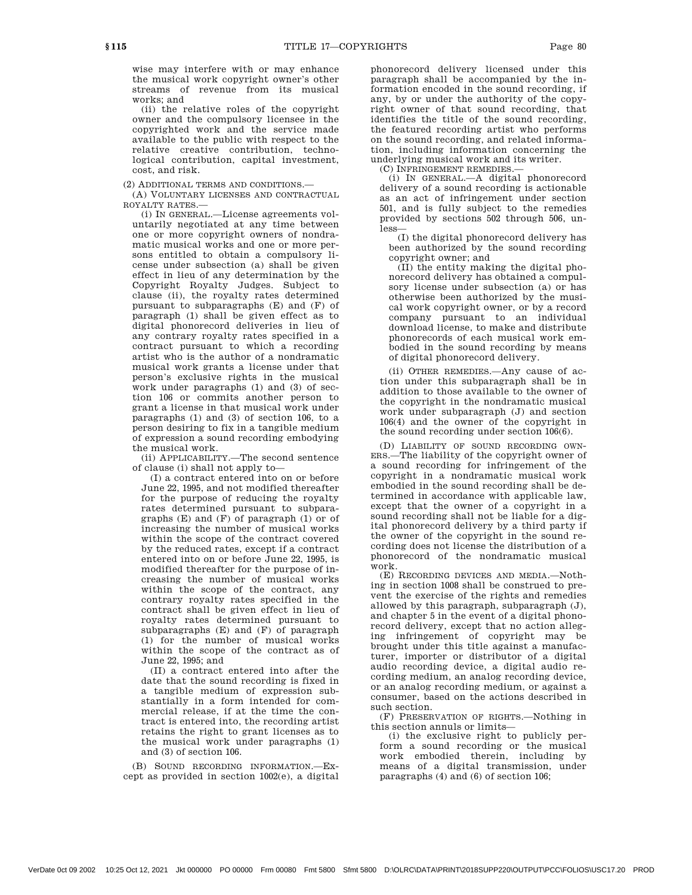wise may interfere with or may enhance the musical work copyright owner's other streams of revenue from its musical works; and

(ii) the relative roles of the copyright owner and the compulsory licensee in the copyrighted work and the service made available to the public with respect to the relative creative contribution, technological contribution, capital investment, cost, and risk.

(2) ADDITIONAL TERMS AND CONDITIONS.—

(A) VOLUNTARY LICENSES AND CONTRACTUAL ROYALTY RATES.—

(i) IN GENERAL.—License agreements voluntarily negotiated at any time between one or more copyright owners of nondramatic musical works and one or more persons entitled to obtain a compulsory license under subsection (a) shall be given effect in lieu of any determination by the Copyright Royalty Judges. Subject to clause (ii), the royalty rates determined pursuant to subparagraphs (E) and (F) of paragraph (1) shall be given effect as to digital phonorecord deliveries in lieu of any contrary royalty rates specified in a contract pursuant to which a recording artist who is the author of a nondramatic musical work grants a license under that person's exclusive rights in the musical work under paragraphs (1) and (3) of section 106 or commits another person to grant a license in that musical work under paragraphs (1) and (3) of section 106, to a person desiring to fix in a tangible medium of expression a sound recording embodying the musical work.

(ii) APPLICABILITY.—The second sentence of clause (i) shall not apply to—

(I) a contract entered into on or before June 22, 1995, and not modified thereafter for the purpose of reducing the royalty rates determined pursuant to subparagraphs (E) and (F) of paragraph (1) or of increasing the number of musical works within the scope of the contract covered by the reduced rates, except if a contract entered into on or before June 22, 1995, is modified thereafter for the purpose of increasing the number of musical works within the scope of the contract, any contrary royalty rates specified in the contract shall be given effect in lieu of royalty rates determined pursuant to subparagraphs (E) and (F) of paragraph (1) for the number of musical works within the scope of the contract as of June 22, 1995; and

(II) a contract entered into after the date that the sound recording is fixed in a tangible medium of expression substantially in a form intended for commercial release, if at the time the contract is entered into, the recording artist retains the right to grant licenses as to the musical work under paragraphs (1) and (3) of section 106.

(B) SOUND RECORDING INFORMATION.—Except as provided in section 1002(e), a digital phonorecord delivery licensed under this paragraph shall be accompanied by the information encoded in the sound recording, if any, by or under the authority of the copyright owner of that sound recording, that identifies the title of the sound recording, the featured recording artist who performs on the sound recording, and related information, including information concerning the underlying musical work and its writer.

(C) INFRINGEMENT REMEDIES.—

(i) IN GENERAL.—A digital phonorecord delivery of a sound recording is actionable as an act of infringement under section 501, and is fully subject to the remedies provided by sections 502 through 506, unless—

(I) the digital phonorecord delivery has been authorized by the sound recording copyright owner; and

(II) the entity making the digital phonorecord delivery has obtained a compulsory license under subsection (a) or has otherwise been authorized by the musical work copyright owner, or by a record company pursuant to an individual download license, to make and distribute phonorecords of each musical work embodied in the sound recording by means of digital phonorecord delivery.

(ii) OTHER REMEDIES.—Any cause of action under this subparagraph shall be in addition to those available to the owner of the copyright in the nondramatic musical work under subparagraph (J) and section 106(4) and the owner of the copyright in the sound recording under section 106(6).

(D) LIABILITY OF SOUND RECORDING OWNERS.—The liability of the copyright owner of a sound recording for infringement of the copyright in a nondramatic musical work embodied in the sound recording shall be determined in accordance with applicable law, except that the owner of a copyright in a sound recording shall not be liable for a digital phonorecord delivery by a third party if the owner of the copyright in the sound recording does not license the distribution of a phonorecord of the nondramatic musical work.

(E) RECORDING DEVICES AND MEDIA.—Nothing in section 1008 shall be construed to prevent the exercise of the rights and remedies allowed by this paragraph, subparagraph (J), and chapter 5 in the event of a digital phonorecord delivery, except that no action alleging infringement of copyright may be brought under this title against a manufacturer, importer or distributor of a digital audio recording device, a digital audio recording medium, an analog recording device, or an analog recording medium, or against a consumer, based on the actions described in such section.

(F) PRESERVATION OF RIGHTS.—Nothing in this section annuls or limits—

(i) the exclusive right to publicly perform a sound recording or the musical work embodied therein, including by means of a digital transmission, under paragraphs (4) and (6) of section 106;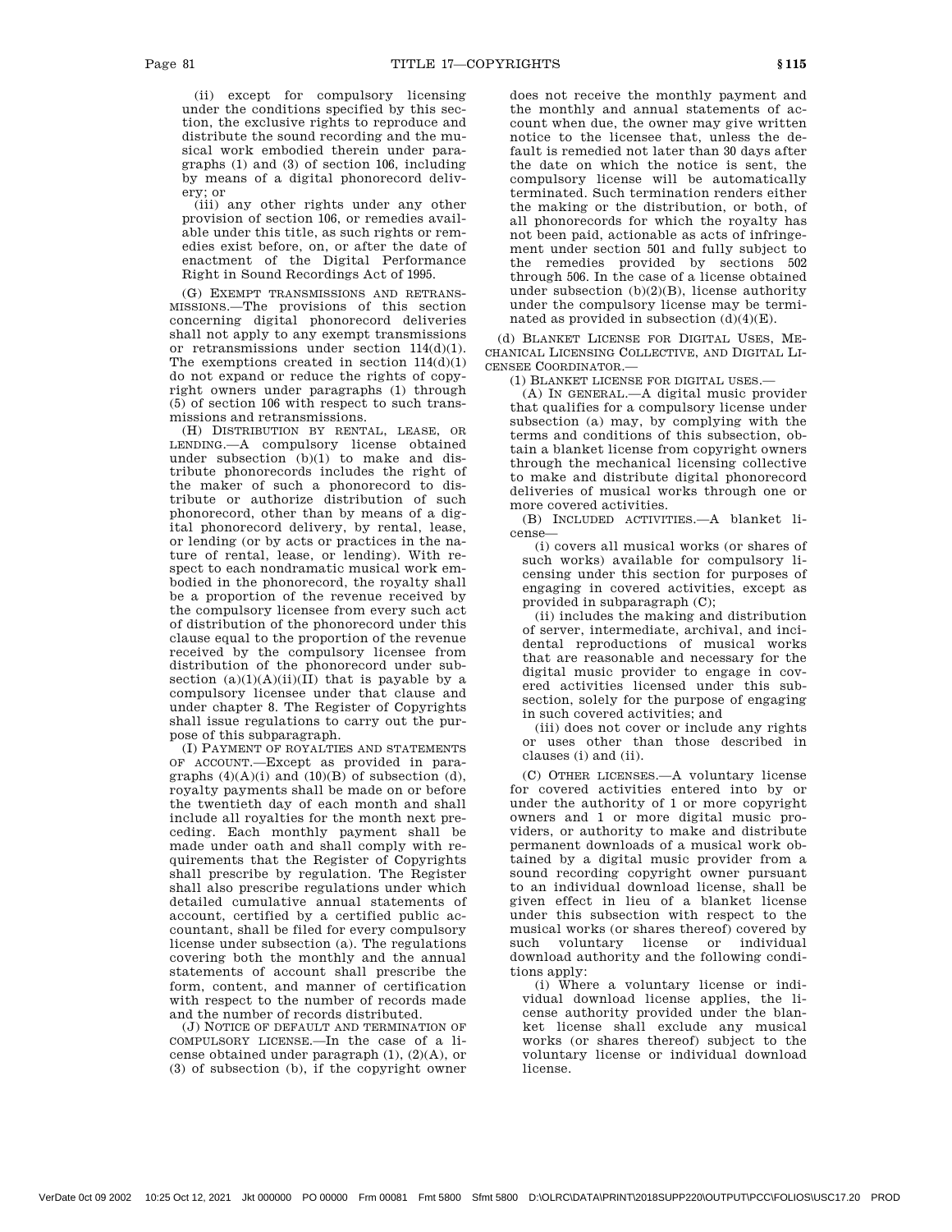(ii) except for compulsory licensing under the conditions specified by this section, the exclusive rights to reproduce and distribute the sound recording and the musical work embodied therein under paragraphs (1) and (3) of section 106, including by means of a digital phonorecord delivery; or

(iii) any other rights under any other provision of section 106, or remedies available under this title, as such rights or remedies exist before, on, or after the date of enactment of the Digital Performance Right in Sound Recordings Act of 1995.

(G) EXEMPT TRANSMISSIONS AND RETRANSMISSIONS.—The provisions of this section concerning digital phonorecord deliveries shall not apply to any exempt transmissions or retransmissions under section 114(d)(1). The exemptions created in section 114(d)(1) do not expand or reduce the rights of copyright owners under paragraphs (1) through (5) of section 106 with respect to such transmissions and retransmissions.

(H) DISTRIBUTION BY RENTAL, LEASE, OR LENDING.—A compulsory license obtained under subsection (b)(1) to make and distribute phonorecords includes the right of the maker of such a phonorecord to distribute or authorize distribution of such phonorecord, other than by means of a digital phonorecord delivery, by rental, lease, or lending (or by acts or practices in the nature of rental, lease, or lending). With respect to each nondramatic musical work embodied in the phonorecord, the royalty shall be a proportion of the revenue received by the compulsory licensee from every such act of distribution of the phonorecord under this clause equal to the proportion of the revenue received by the compulsory licensee from distribution of the phonorecord under subsection (a)(1)(A)(ii)(II) that is payable by a compulsory licensee under that clause and under chapter 8. The Register of Copyrights shall issue regulations to carry out the purpose of this subparagraph.

(I) PAYMENT OF ROYALTIES AND STATEMENTS OF ACCOUNT.—Except as provided in paragraphs (4)(A)(i) and (10)(B) of subsection (d), royalty payments shall be made on or before the twentieth day of each month and shall include all royalties for the month next preceding. Each monthly payment shall be made under oath and shall comply with requirements that the Register of Copyrights shall prescribe by regulation. The Register shall also prescribe regulations under which detailed cumulative annual statements of account, certified by a certified public accountant, shall be filed for every compulsory license under subsection (a). The regulations covering both the monthly and the annual statements of account shall prescribe the form, content, and manner of certification with respect to the number of records made and the number of records distributed.

(J) NOTICE OF DEFAULT AND TERMINATION OF COMPULSORY LICENSE.—In the case of a license obtained under paragraph (1), (2)(A), or (3) of subsection (b), if the copyright owner does not receive the monthly payment and the monthly and annual statements of account when due, the owner may give written notice to the licensee that, unless the default is remedied not later than 30 days after the date on which the notice is sent, the compulsory license will be automatically terminated. Such termination renders either the making or the distribution, or both, of all phonorecords for which the royalty has not been paid, actionable as acts of infringement under section 501 and fully subject to the remedies provided by sections 502 through 506. In the case of a license obtained under subsection (b)(2)(B), license authority under the compulsory license may be terminated as provided in subsection (d)(4)(E).

(d) BLANKET LICENSE FOR DIGITAL USES, MECHANICAL LICENSING COLLECTIVE, AND DIGITAL LICENSEE COORDINATOR.—

(1) BLANKET LICENSE FOR DIGITAL USES.—

(A) IN GENERAL.—A digital music provider that qualifies for a compulsory license under subsection (a) may, by complying with the terms and conditions of this subsection, obtain a blanket license from copyright owners through the mechanical licensing collective to make and distribute digital phonorecord deliveries of musical works through one or more covered activities.

(B) INCLUDED ACTIVITIES.—A blanket license—

(i) covers all musical works (or shares of such works) available for compulsory licensing under this section for purposes of engaging in covered activities, except as provided in subparagraph (C);

(ii) includes the making and distribution of server, intermediate, archival, and incidental reproductions of musical works that are reasonable and necessary for the digital music provider to engage in covered activities licensed under this subsection, solely for the purpose of engaging in such covered activities; and

(iii) does not cover or include any rights or uses other than those described in clauses (i) and (ii).

(C) OTHER LICENSES.—A voluntary license for covered activities entered into by or under the authority of 1 or more copyright owners and 1 or more digital music providers, or authority to make and distribute permanent downloads of a musical work obtained by a digital music provider from a sound recording copyright owner pursuant to an individual download license, shall be given effect in lieu of a blanket license under this subsection with respect to the musical works (or shares thereof) covered by such voluntary license or individual download authority and the following conditions apply:

(i) Where a voluntary license or individual download license applies, the license authority provided under the blanket license shall exclude any musical works (or shares thereof) subject to the voluntary license or individual download license.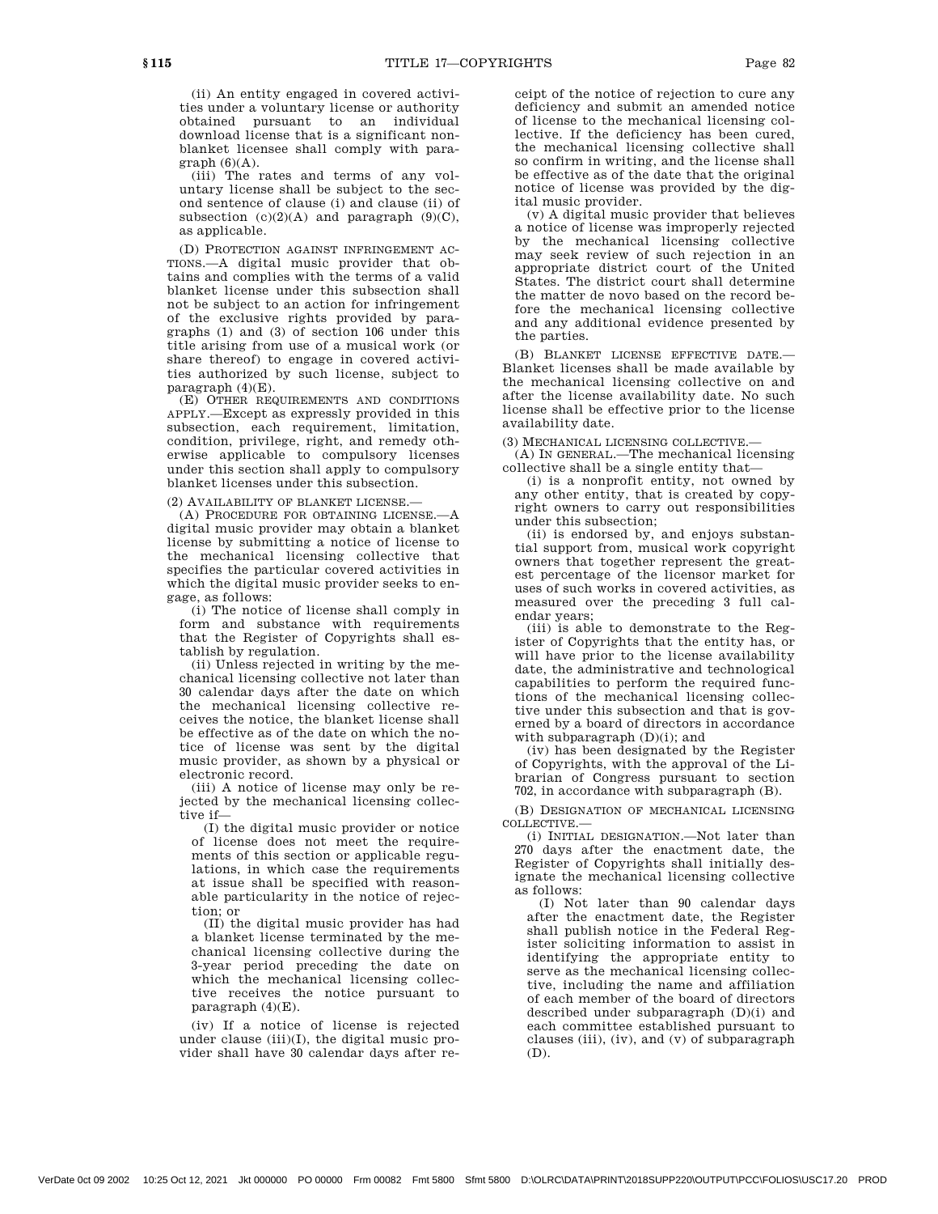(ii) An entity engaged in covered activities under a voluntary license or authority obtained pursuant to an individual download license that is a significant nonblanket licensee shall comply with paragraph (6)(A).

(iii) The rates and terms of any voluntary license shall be subject to the second sentence of clause (i) and clause (ii) of subsection (c)(2)(A) and paragraph (9)(C), as applicable.

(D) PROTECTION AGAINST INFRINGEMENT ACTIONS.—A digital music provider that obtains and complies with the terms of a valid blanket license under this subsection shall not be subject to an action for infringement of the exclusive rights provided by paragraphs (1) and (3) of section 106 under this title arising from use of a musical work (or share thereof) to engage in covered activities authorized by such license, subject to paragraph (4)(E).

(E) OTHER REQUIREMENTS AND CONDITIONS APPLY.—Except as expressly provided in this subsection, each requirement, limitation, condition, privilege, right, and remedy otherwise applicable to compulsory licenses under this section shall apply to compulsory blanket licenses under this subsection.

(2) AVAILABILITY OF BLANKET LICENSE.—

(A) PROCEDURE FOR OBTAINING LICENSE.—A digital music provider may obtain a blanket license by submitting a notice of license to the mechanical licensing collective that specifies the particular covered activities in which the digital music provider seeks to engage, as follows:

(i) The notice of license shall comply in form and substance with requirements that the Register of Copyrights shall establish by regulation.

(ii) Unless rejected in writing by the mechanical licensing collective not later than 30 calendar days after the date on which the mechanical licensing collective receives the notice, the blanket license shall be effective as of the date on which the notice of license was sent by the digital music provider, as shown by a physical or electronic record.

(iii) A notice of license may only be rejected by the mechanical licensing collective if—

(I) the digital music provider or notice of license does not meet the requirements of this section or applicable regulations, in which case the requirements at issue shall be specified with reasonable particularity in the notice of rejection; or

(II) the digital music provider has had a blanket license terminated by the mechanical licensing collective during the 3-year period preceding the date on which the mechanical licensing collective receives the notice pursuant to paragraph (4)(E).

(iv) If a notice of license is rejected under clause (iii)(I), the digital music provider shall have 30 calendar days after receipt of the notice of rejection to cure any deficiency and submit an amended notice of license to the mechanical licensing collective. If the deficiency has been cured, the mechanical licensing collective shall so confirm in writing, and the license shall be effective as of the date that the original notice of license was provided by the digital music provider.

(v) A digital music provider that believes a notice of license was improperly rejected by the mechanical licensing collective may seek review of such rejection in an appropriate district court of the United States. The district court shall determine the matter de novo based on the record before the mechanical licensing collective and any additional evidence presented by the parties.

(B) BLANKET LICENSE EFFECTIVE DATE.—Blanket licenses shall be made available by the mechanical licensing collective on and after the license availability date. No such license shall be effective prior to the license availability date.

(3) MECHANICAL LICENSING COLLECTIVE.—

(A) IN GENERAL.—The mechanical licensing collective shall be a single entity that—

(i) is a nonprofit entity, not owned by any other entity, that is created by copyright owners to carry out responsibilities under this subsection;

(ii) is endorsed by, and enjoys substantial support from, musical work copyright owners that together represent the greatest percentage of the licensor market for uses of such works in covered activities, as measured over the preceding 3 full calendar years;

(iii) is able to demonstrate to the Register of Copyrights that the entity has, or will have prior to the license availability date, the administrative and technological capabilities to perform the required functions of the mechanical licensing collective under this subsection and that is governed by a board of directors in accordance with subparagraph (D)(i); and

(iv) has been designated by the Register of Copyrights, with the approval of the Librarian of Congress pursuant to section 702, in accordance with subparagraph (B).

(B) DESIGNATION OF MECHANICAL LICENSING COLLECTIVE.—

(i) INITIAL DESIGNATION.—Not later than 270 days after the enactment date, the Register of Copyrights shall initially designate the mechanical licensing collective as follows:

(I) Not later than 90 calendar days after the enactment date, the Register shall publish notice in the Federal Register soliciting information to assist in identifying the appropriate entity to serve as the mechanical licensing collective, including the name and affiliation of each member of the board of directors described under subparagraph (D)(i) and each committee established pursuant to clauses (iii), (iv), and (v) of subparagraph (D).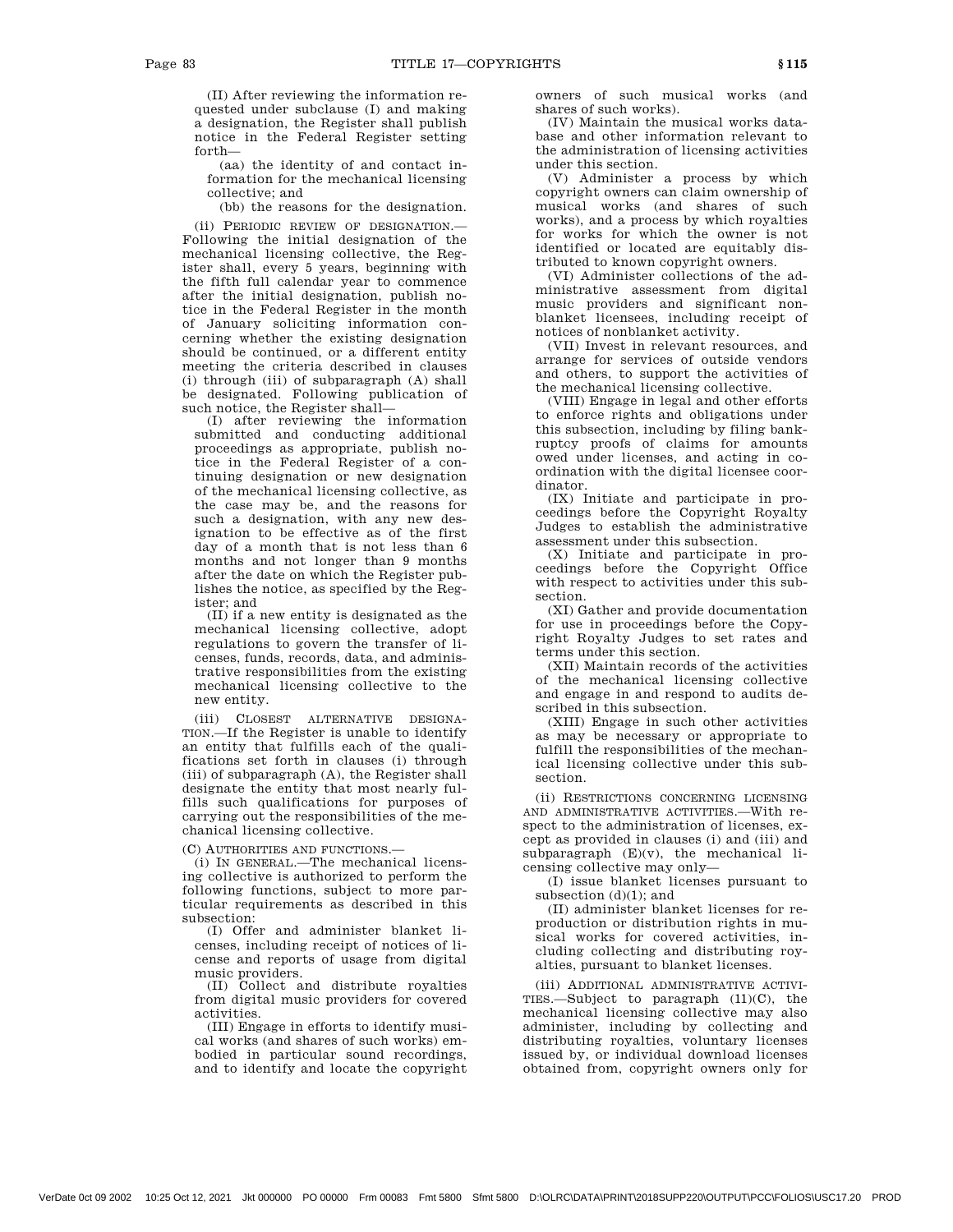(II) After reviewing the information requested under subclause (I) and making a designation, the Register shall publish notice in the Federal Register setting forth—

(aa) the identity of and contact information for the mechanical licensing collective; and

(bb) the reasons for the designation.

(ii) PERIODIC REVIEW OF DESIGNATION.—Following the initial designation of the mechanical licensing collective, the Register shall, every 5 years, beginning with the fifth full calendar year to commence after the initial designation, publish notice in the Federal Register in the month of January soliciting information concerning whether the existing designation should be continued, or a different entity meeting the criteria described in clauses (i) through (iii) of subparagraph (A) shall be designated. Following publication of such notice, the Register shall—

(I) after reviewing the information submitted and conducting additional proceedings as appropriate, publish notice in the Federal Register of a continuing designation or new designation of the mechanical licensing collective, as the case may be, and the reasons for such a designation, with any new designation to be effective as of the first day of a month that is not less than 6 months and not longer than 9 months after the date on which the Register publishes the notice, as specified by the Register; and

(II) if a new entity is designated as the mechanical licensing collective, adopt regulations to govern the transfer of licenses, funds, records, data, and administrative responsibilities from the existing mechanical licensing collective to the new entity.

(iii) CLOSEST ALTERNATIVE DESIGNATION.—If the Register is unable to identify an entity that fulfills each of the qualifications set forth in clauses (i) through (iii) of subparagraph (A), the Register shall designate the entity that most nearly fulfills such qualifications for purposes of carrying out the responsibilities of the mechanical licensing collective.

(C) AUTHORITIES AND FUNCTIONS.—

(i) IN GENERAL.—The mechanical licensing collective is authorized to perform the following functions, subject to more particular requirements as described in this subsection:

(I) Offer and administer blanket licenses, including receipt of notices of license and reports of usage from digital music providers.

(II) Collect and distribute royalties from digital music providers for covered activities.

(III) Engage in efforts to identify musical works (and shares of such works) embodied in particular sound recordings, and to identify and locate the copyright owners of such musical works (and shares of such works).

(IV) Maintain the musical works database and other information relevant to the administration of licensing activities under this section.

(V) Administer a process by which copyright owners can claim ownership of musical works (and shares of such works), and a process by which royalties for works for which the owner is not identified or located are equitably distributed to known copyright owners.

(VI) Administer collections of the administrative assessment from digital music providers and significant nonblanket licensees, including receipt of notices of nonblanket activity.

(VII) Invest in relevant resources, and arrange for services of outside vendors and others, to support the activities of the mechanical licensing collective.

(VIII) Engage in legal and other efforts to enforce rights and obligations under this subsection, including by filing bankruptcy proofs of claims for amounts owed under licenses, and acting in coordination with the digital licensee coordinator.

(IX) Initiate and participate in proceedings before the Copyright Royalty Judges to establish the administrative assessment under this subsection.

(X) Initiate and participate in proceedings before the Copyright Office with respect to activities under this subsection.

(XI) Gather and provide documentation for use in proceedings before the Copyright Royalty Judges to set rates and terms under this section.

(XII) Maintain records of the activities of the mechanical licensing collective and engage in and respond to audits described in this subsection.

(XIII) Engage in such other activities as may be necessary or appropriate to fulfill the responsibilities of the mechanical licensing collective under this subsection.

(ii) RESTRICTIONS CONCERNING LICENSING AND ADMINISTRATIVE ACTIVITIES.—With respect to the administration of licenses, except as provided in clauses (i) and (iii) and subparagraph (E)(v), the mechanical licensing collective may only—

(I) issue blanket licenses pursuant to subsection (d)(1); and

(II) administer blanket licenses for reproduction or distribution rights in musical works for covered activities, including collecting and distributing royalties, pursuant to blanket licenses.

(iii) ADDITIONAL ADMINISTRATIVE ACTIVITIES.—Subject to paragraph (11)(C), the mechanical licensing collective may also administer, including by collecting and distributing royalties, voluntary licenses issued by, or individual download licenses obtained from, copyright owners only for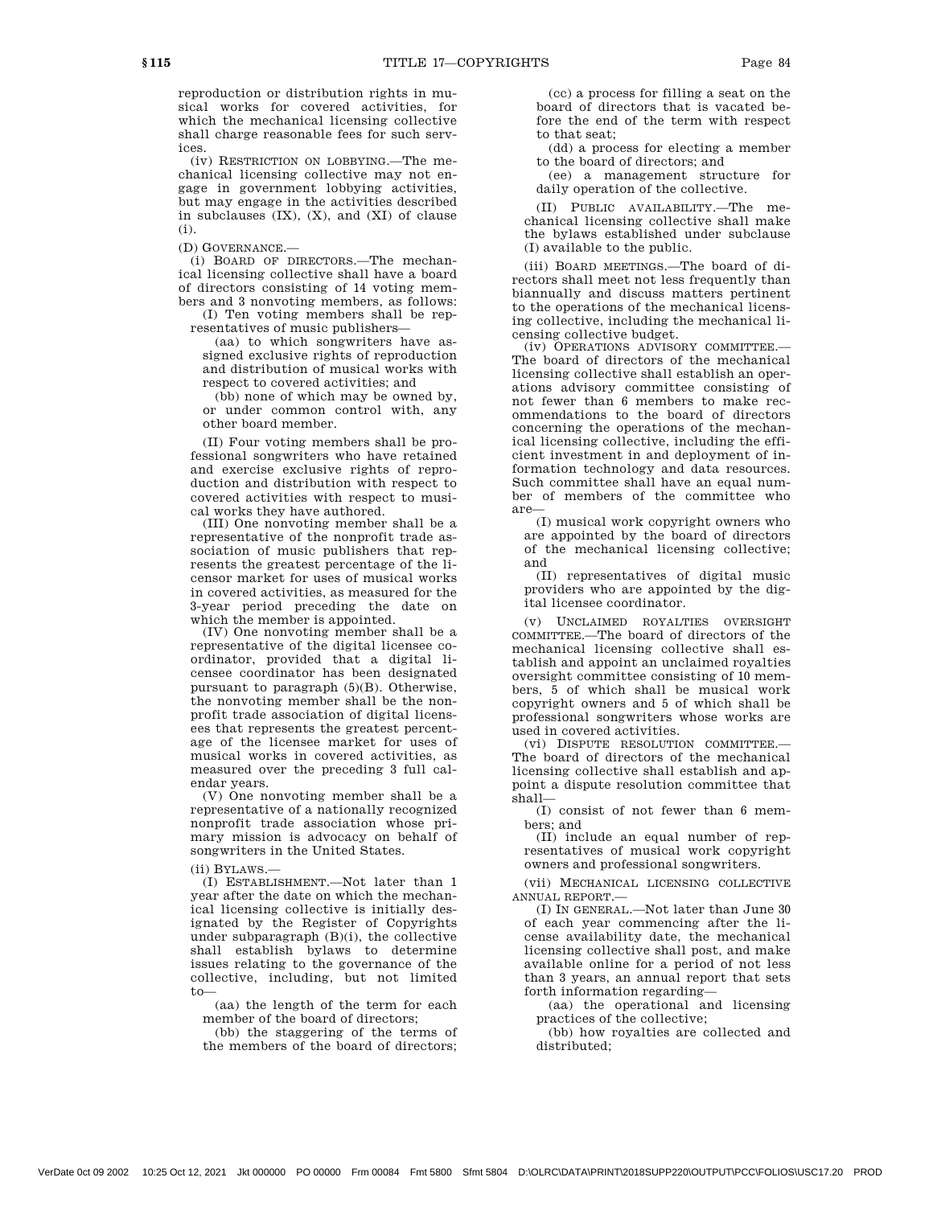reproduction or distribution rights in musical works for covered activities, for which the mechanical licensing collective shall charge reasonable fees for such services.

(iv) RESTRICTION ON LOBBYING.—The mechanical licensing collective may not engage in government lobbying activities, but may engage in the activities described in subclauses (IX), (X), and (XI) of clause (i).

(D) GOVERNANCE.—

(i) BOARD OF DIRECTORS.—The mechanical licensing collective shall have a board of directors consisting of 14 voting members and 3 nonvoting members, as follows:

(I) Ten voting members shall be representatives of music publishers—

(aa) to which songwriters have assigned exclusive rights of reproduction and distribution of musical works with respect to covered activities; and

(bb) none of which may be owned by, or under common control with, any other board member.

(II) Four voting members shall be professional songwriters who have retained and exercise exclusive rights of reproduction and distribution with respect to covered activities with respect to musical works they have authored.

(III) One nonvoting member shall be a representative of the nonprofit trade association of music publishers that represents the greatest percentage of the licensor market for uses of musical works in covered activities, as measured for the 3-year period preceding the date on which the member is appointed.

(IV) One nonvoting member shall be a representative of the digital licensee coordinator, provided that a digital licensee coordinator has been designated pursuant to paragraph (5)(B). Otherwise, the nonvoting member shall be the nonprofit trade association of digital licensees that represents the greatest percentage of the licensee market for uses of musical works in covered activities, as measured over the preceding 3 full calendar years.

(V) One nonvoting member shall be a representative of a nationally recognized nonprofit trade association whose primary mission is advocacy on behalf of songwriters in the United States.

(ii) BYLAWS.—

(I) ESTABLISHMENT.—Not later than 1 year after the date on which the mechanical licensing collective is initially designated by the Register of Copyrights under subparagraph (B)(i), the collective shall establish bylaws to determine issues relating to the governance of the collective, including, but not limited to—

(aa) the length of the term for each member of the board of directors;

(bb) the staggering of the terms of the members of the board of directors;

(cc) a process for filling a seat on the board of directors that is vacated before the end of the term with respect to that seat;

(dd) a process for electing a member to the board of directors; and

(ee) a management structure for daily operation of the collective.

(II) PUBLIC AVAILABILITY.—The mechanical licensing collective shall make the bylaws established under subclause (I) available to the public.

(iii) BOARD MEETINGS.—The board of directors shall meet not less frequently than biannually and discuss matters pertinent to the operations of the mechanical licensing collective, including the mechanical licensing collective budget.

(iv) OPERATIONS ADVISORY COMMITTEE.—The board of directors of the mechanical licensing collective shall establish an operations advisory committee consisting of not fewer than 6 members to make recommendations to the board of directors concerning the operations of the mechanical licensing collective, including the efficient investment in and deployment of information technology and data resources. Such committee shall have an equal number of members of the committee who are—

(I) musical work copyright owners who are appointed by the board of directors of the mechanical licensing collective; and

(II) representatives of digital music providers who are appointed by the digital licensee coordinator.

(v) UNCLAIMED ROYALTIES OVERSIGHT COMMITTEE.—The board of directors of the mechanical licensing collective shall establish and appoint an unclaimed royalties oversight committee consisting of 10 members, 5 of which shall be musical work copyright owners and 5 of which shall be professional songwriters whose works are used in covered activities.

(vi) DISPUTE RESOLUTION COMMITTEE.—The board of directors of the mechanical licensing collective shall establish and appoint a dispute resolution committee that shall—

(I) consist of not fewer than 6 members; and

(II) include an equal number of representatives of musical work copyright owners and professional songwriters.

(vii) MECHANICAL LICENSING COLLECTIVE ANNUAL REPORT.—

(I) IN GENERAL.—Not later than June 30 of each year commencing after the license availability date, the mechanical licensing collective shall post, and make available online for a period of not less than 3 years, an annual report that sets forth information regarding—

(aa) the operational and licensing practices of the collective;

(bb) how royalties are collected and distributed;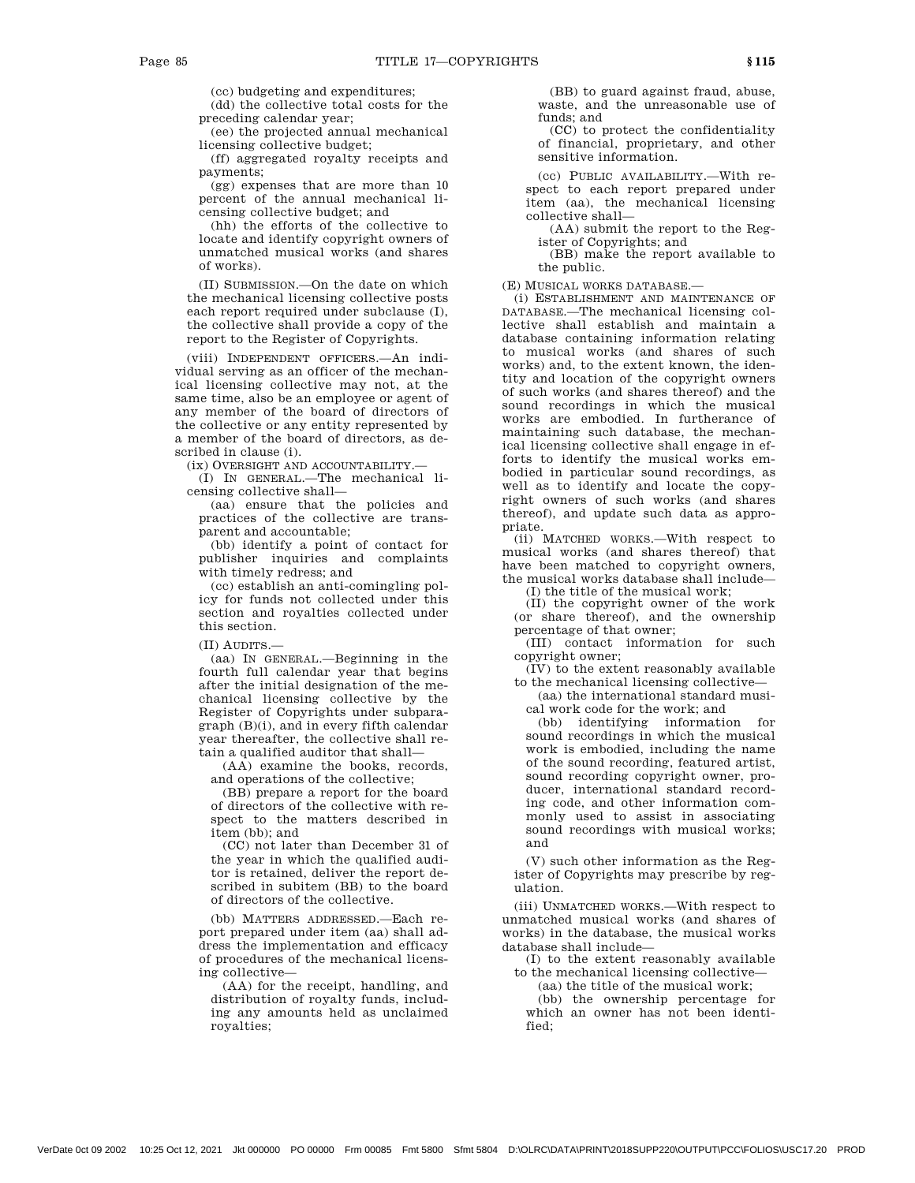(cc) budgeting and expenditures;

(dd) the collective total costs for the preceding calendar year;

(ee) the projected annual mechanical licensing collective budget;

(ff) aggregated royalty receipts and payments;

(gg) expenses that are more than 10 percent of the annual mechanical licensing collective budget; and

(hh) the efforts of the collective to locate and identify copyright owners of unmatched musical works (and shares of works).

(II) SUBMISSION.—On the date on which the mechanical licensing collective posts each report required under subclause (I), the collective shall provide a copy of the report to the Register of Copyrights.

(viii) INDEPENDENT OFFICERS.—An individual serving as an officer of the mechanical licensing collective may not, at the same time, also be an employee or agent of any member of the board of directors of the collective or any entity represented by a member of the board of directors, as described in clause (i).

(ix) OVERSIGHT AND ACCOUNTABILITY.—

(I) IN GENERAL.—The mechanical licensing collective shall—

(aa) ensure that the policies and practices of the collective are transparent and accountable;

(bb) identify a point of contact for publisher inquiries and complaints with timely redress; and

(cc) establish an anti-comingling policy for funds not collected under this section and royalties collected under this section.

(II) AUDITS.—

(aa) IN GENERAL.—Beginning in the fourth full calendar year that begins after the initial designation of the mechanical licensing collective by the Register of Copyrights under subparagraph (B)(i), and in every fifth calendar year thereafter, the collective shall retain a qualified auditor that shall—

(AA) examine the books, records, and operations of the collective;

(BB) prepare a report for the board of directors of the collective with respect to the matters described in item (bb); and

(CC) not later than December 31 of the year in which the qualified auditor is retained, deliver the report described in subitem (BB) to the board of directors of the collective.

(bb) MATTERS ADDRESSED.—Each report prepared under item (aa) shall address the implementation and efficacy of procedures of the mechanical licensing collective—

(AA) for the receipt, handling, and distribution of royalty funds, including any amounts held as unclaimed royalties;

(BB) to guard against fraud, abuse, waste, and the unreasonable use of funds; and

(CC) to protect the confidentiality of financial, proprietary, and other sensitive information.

(cc) PUBLIC AVAILABILITY.—With respect to each report prepared under item (aa), the mechanical licensing collective shall—

(AA) submit the report to the Register of Copyrights; and

(BB) make the report available to the public.

(E) MUSICAL WORKS DATABASE.—

(i) ESTABLISHMENT AND MAINTENANCE OF DATABASE.—The mechanical licensing collective shall establish and maintain a database containing information relating to musical works (and shares of such works) and, to the extent known, the identity and location of the copyright owners of such works (and shares thereof) and the sound recordings in which the musical works are embodied. In furtherance of maintaining such database, the mechanical licensing collective shall engage in efforts to identify the musical works embodied in particular sound recordings, as well as to identify and locate the copyright owners of such works (and shares thereof), and update such data as appropriate.

(ii) MATCHED WORKS.—With respect to musical works (and shares thereof) that have been matched to copyright owners, the musical works database shall include—

(I) the title of the musical work;

(II) the copyright owner of the work (or share thereof), and the ownership percentage of that owner;

(III) contact information for such copyright owner;

(IV) to the extent reasonably available to the mechanical licensing collective—

(aa) the international standard musical work code for the work; and

(bb) identifying information for sound recordings in which the musical work is embodied, including the name of the sound recording, featured artist, sound recording copyright owner, producer, international standard recording code, and other information commonly used to assist in associating sound recordings with musical works; and

(V) such other information as the Register of Copyrights may prescribe by regulation.

(iii) UNMATCHED WORKS.—With respect to unmatched musical works (and shares of works) in the database, the musical works database shall include—

(I) to the extent reasonably available to the mechanical licensing collective—

(aa) the title of the musical work;

(bb) the ownership percentage for which an owner has not been identified;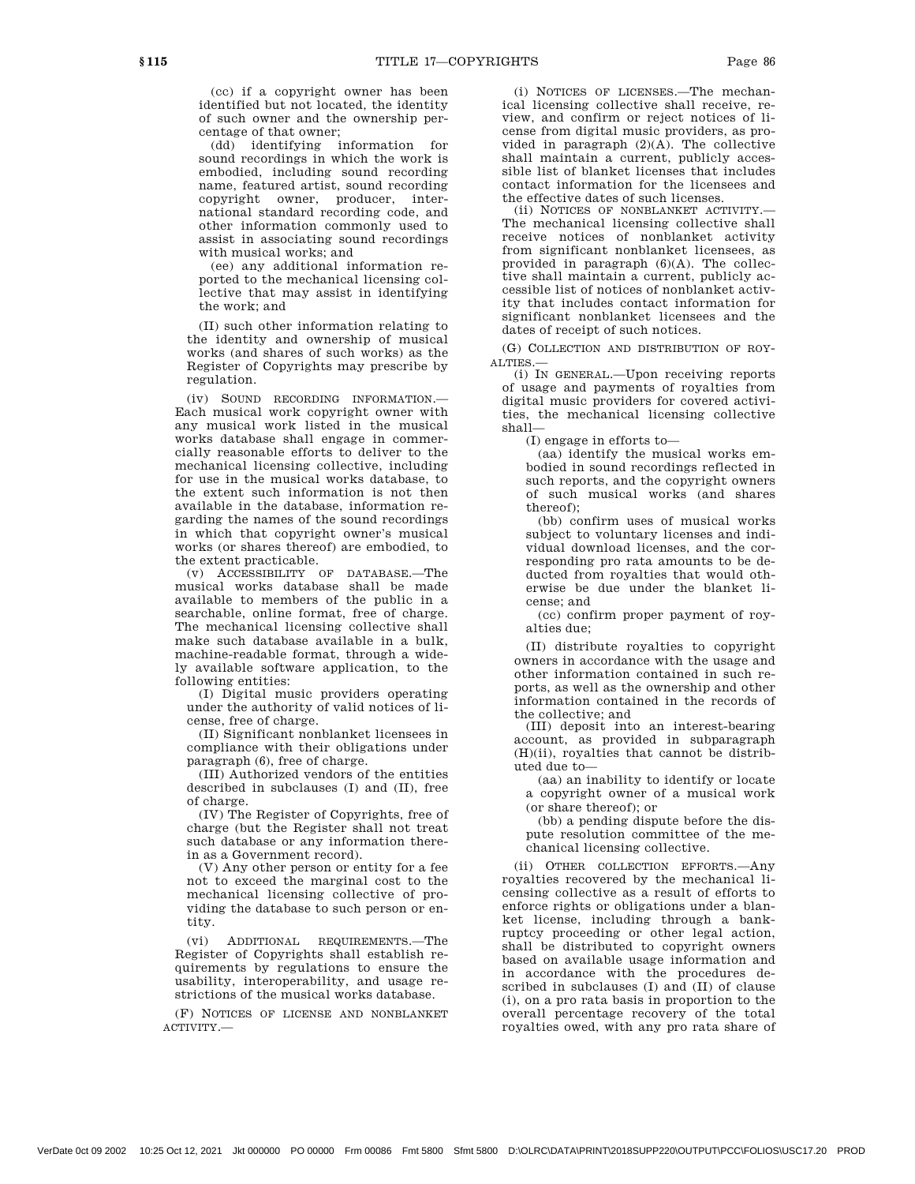(cc) if a copyright owner has been identified but not located, the identity of such owner and the ownership percentage of that owner;

(dd) identifying information for sound recordings in which the work is embodied, including sound recording name, featured artist, sound recording copyright owner, producer, international standard recording code, and other information commonly used to assist in associating sound recordings with musical works; and

(ee) any additional information reported to the mechanical licensing collective that may assist in identifying the work; and

(II) such other information relating to the identity and ownership of musical works (and shares of such works) as the Register of Copyrights may prescribe by regulation.

(iv) SOUND RECORDING INFORMATION.—Each musical work copyright owner with any musical work listed in the musical works database shall engage in commercially reasonable efforts to deliver to the mechanical licensing collective, including for use in the musical works database, to the extent such information is not then available in the database, information regarding the names of the sound recordings in which that copyright owner's musical works (or shares thereof) are embodied, to the extent practicable.

(v) ACCESSIBILITY OF DATABASE.—The musical works database shall be made available to members of the public in a searchable, online format, free of charge. The mechanical licensing collective shall make such database available in a bulk, machine-readable format, through a widely available software application, to the following entities:

(I) Digital music providers operating under the authority of valid notices of license, free of charge.

(II) Significant nonblanket licensees in compliance with their obligations under paragraph (6), free of charge.

(III) Authorized vendors of the entities described in subclauses (I) and (II), free of charge.

(IV) The Register of Copyrights, free of charge (but the Register shall not treat such database or any information therein as a Government record).

(V) Any other person or entity for a fee not to exceed the marginal cost to the mechanical licensing collective of providing the database to such person or entity.

(vi) ADDITIONAL REQUIREMENTS.—The Register of Copyrights shall establish requirements by regulations to ensure the usability, interoperability, and usage restrictions of the musical works database.

(F) NOTICES OF LICENSE AND NONBLANKET ACTIVITY.—

(i) NOTICES OF LICENSES.—The mechanical licensing collective shall receive, review, and confirm or reject notices of license from digital music providers, as provided in paragraph (2)(A). The collective shall maintain a current, publicly accessible list of blanket licenses that includes contact information for the licensees and the effective dates of such licenses.

(ii) NOTICES OF NONBLANKET ACTIVITY.—The mechanical licensing collective shall receive notices of nonblanket activity from significant nonblanket licensees, as provided in paragraph (6)(A). The collective shall maintain a current, publicly accessible list of notices of nonblanket activity that includes contact information for significant nonblanket licensees and the dates of receipt of such notices.

(G) COLLECTION AND DISTRIBUTION OF ROYALTIES.—

(i) IN GENERAL.—Upon receiving reports of usage and payments of royalties from digital music providers for covered activities, the mechanical licensing collective shall—

(I) engage in efforts to—

(aa) identify the musical works embodied in sound recordings reflected in such reports, and the copyright owners of such musical works (and shares thereof);

(bb) confirm uses of musical works subject to voluntary licenses and individual download licenses, and the corresponding pro rata amounts to be deducted from royalties that would otherwise be due under the blanket license; and

(cc) confirm proper payment of royalties due;

(II) distribute royalties to copyright owners in accordance with the usage and other information contained in such reports, as well as the ownership and other information contained in the records of the collective; and

(III) deposit into an interest-bearing account, as provided in subparagraph (H)(ii), royalties that cannot be distributed due to—

(aa) an inability to identify or locate a copyright owner of a musical work (or share thereof); or

(bb) a pending dispute before the dispute resolution committee of the mechanical licensing collective.

(ii) OTHER COLLECTION EFFORTS.—Any royalties recovered by the mechanical licensing collective as a result of efforts to enforce rights or obligations under a blanket license, including through a bankruptcy proceeding or other legal action, shall be distributed to copyright owners based on available usage information and in accordance with the procedures described in subclauses (I) and (II) of clause (i), on a pro rata basis in proportion to the overall percentage recovery of the total royalties owed, with any pro rata share of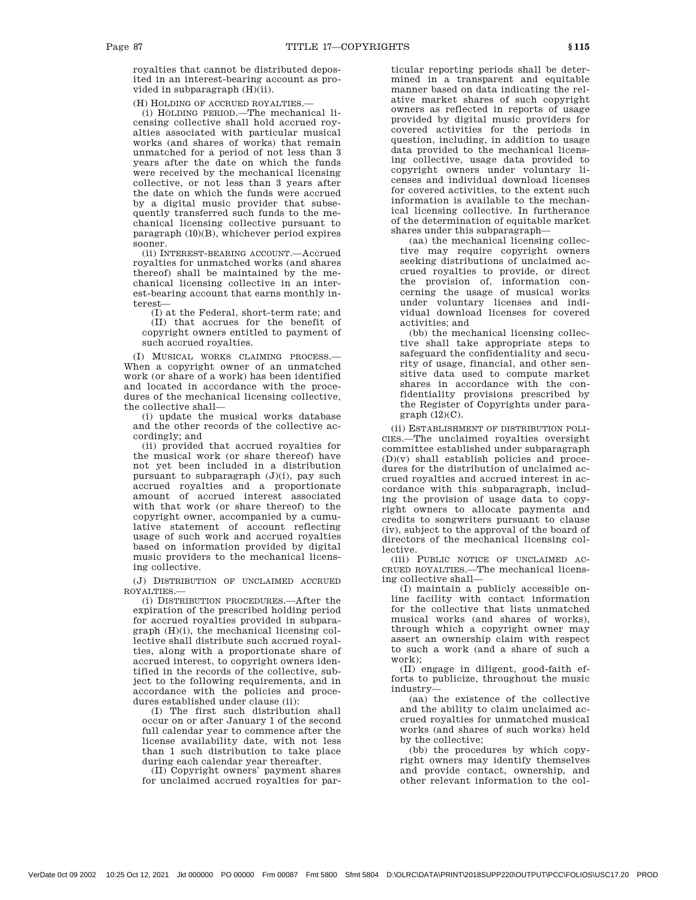royalties that cannot be distributed deposited in an interest-bearing account as provided in subparagraph (H)(ii).

(H) HOLDING OF ACCRUED ROYALTIES.—

(i) HOLDING PERIOD.—The mechanical licensing collective shall hold accrued royalties associated with particular musical works (and shares of works) that remain unmatched for a period of not less than 3 years after the date on which the funds were received by the mechanical licensing collective, or not less than 3 years after the date on which the funds were accrued by a digital music provider that subsequently transferred such funds to the mechanical licensing collective pursuant to paragraph (10)(B), whichever period expires sooner.

(ii) INTEREST-BEARING ACCOUNT.—Accrued royalties for unmatched works (and shares thereof) shall be maintained by the mechanical licensing collective in an interest-bearing account that earns monthly interest—

(I) at the Federal, short-term rate; and

(II) that accrues for the benefit of copyright owners entitled to payment of such accrued royalties.

(I) MUSICAL WORKS CLAIMING PROCESS.—When a copyright owner of an unmatched work (or share of a work) has been identified and located in accordance with the procedures of the mechanical licensing collective, the collective shall—

(i) update the musical works database and the other records of the collective accordingly; and

(ii) provided that accrued royalties for the musical work (or share thereof) have not yet been included in a distribution pursuant to subparagraph (J)(i), pay such accrued royalties and a proportionate amount of accrued interest associated with that work (or share thereof) to the copyright owner, accompanied by a cumulative statement of account reflecting usage of such work and accrued royalties based on information provided by digital music providers to the mechanical licensing collective.

(J) DISTRIBUTION OF UNCLAIMED ACCRUED ROYALTIES.—

(i) DISTRIBUTION PROCEDURES.—After the expiration of the prescribed holding period for accrued royalties provided in subparagraph (H)(i), the mechanical licensing collective shall distribute such accrued royalties, along with a proportionate share of accrued interest, to copyright owners identified in the records of the collective, subject to the following requirements, and in accordance with the policies and procedures established under clause (ii):

(I) The first such distribution shall occur on or after January 1 of the second full calendar year to commence after the license availability date, with not less than 1 such distribution to take place during each calendar year thereafter.

(II) Copyright owners' payment shares for unclaimed accrued royalties for particular reporting periods shall be determined in a transparent and equitable manner based on data indicating the relative market shares of such copyright owners as reflected in reports of usage provided by digital music providers for covered activities for the periods in question, including, in addition to usage data provided to the mechanical licensing collective, usage data provided to copyright owners under voluntary licenses and individual download licenses for covered activities, to the extent such information is available to the mechanical licensing collective. In furtherance of the determination of equitable market shares under this subparagraph—

(aa) the mechanical licensing collective may require copyright owners seeking distributions of unclaimed accrued royalties to provide, or direct the provision of, information concerning the usage of musical works under voluntary licenses and individual download licenses for covered activities; and

(bb) the mechanical licensing collective shall take appropriate steps to safeguard the confidentiality and security of usage, financial, and other sensitive data used to compute market shares in accordance with the confidentiality provisions prescribed by the Register of Copyrights under paragraph (12)(C).

(ii) ESTABLISHMENT OF DISTRIBUTION POLICIES.—The unclaimed royalties oversight committee established under subparagraph (D)(v) shall establish policies and procedures for the distribution of unclaimed accrued royalties and accrued interest in accordance with this subparagraph, including the provision of usage data to copyright owners to allocate payments and credits to songwriters pursuant to clause (iv), subject to the approval of the board of directors of the mechanical licensing collective.

(iii) PUBLIC NOTICE OF UNCLAIMED ACCRUED ROYALTIES.—The mechanical licensing collective shall—

(I) maintain a publicly accessible online facility with contact information for the collective that lists unmatched musical works (and shares of works), through which a copyright owner may assert an ownership claim with respect to such a work (and a share of such a work);

(II) engage in diligent, good-faith efforts to publicize, throughout the music industry—

(aa) the existence of the collective and the ability to claim unclaimed accrued royalties for unmatched musical works (and shares of such works) held by the collective;

(bb) the procedures by which copyright owners may identify themselves and provide contact, ownership, and other relevant information to the col-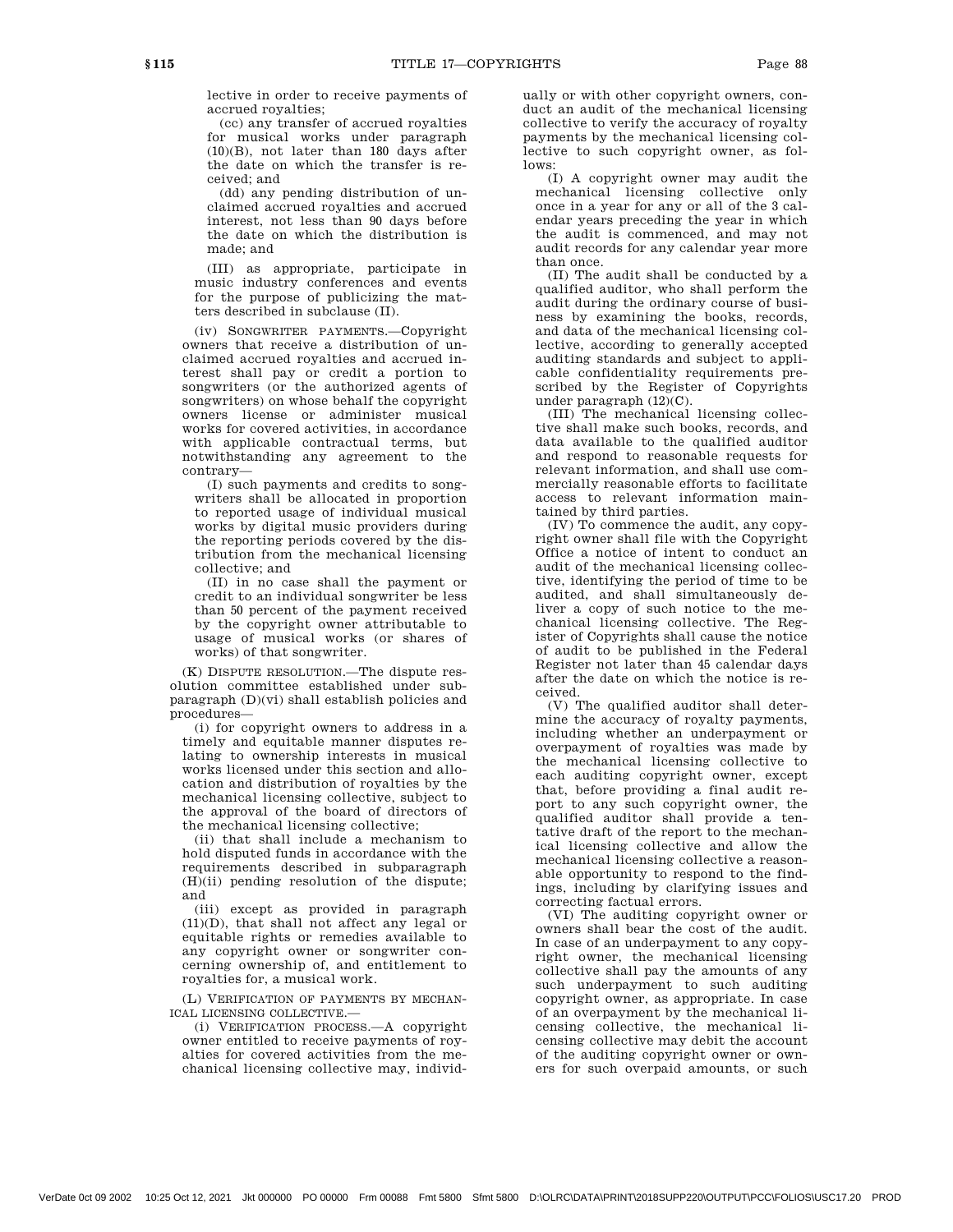lective in order to receive payments of accrued royalties;

(cc) any transfer of accrued royalties for musical works under paragraph (10)(B), not later than 180 days after the date on which the transfer is received; and

(dd) any pending distribution of unclaimed accrued royalties and accrued interest, not less than 90 days before the date on which the distribution is made; and

(III) as appropriate, participate in music industry conferences and events for the purpose of publicizing the matters described in subclause (II).

(iv) SONGWRITER PAYMENTS.—Copyright owners that receive a distribution of unclaimed accrued royalties and accrued interest shall pay or credit a portion to songwriters (or the authorized agents of songwriters) on whose behalf the copyright owners license or administer musical works for covered activities, in accordance with applicable contractual terms, but notwithstanding any agreement to the contrary—

(I) such payments and credits to songwriters shall be allocated in proportion to reported usage of individual musical works by digital music providers during the reporting periods covered by the distribution from the mechanical licensing collective; and

(II) in no case shall the payment or credit to an individual songwriter be less than 50 percent of the payment received by the copyright owner attributable to usage of musical works (or shares of works) of that songwriter.

(K) DISPUTE RESOLUTION.—The dispute resolution committee established under subparagraph (D)(vi) shall establish policies and procedures—

(i) for copyright owners to address in a timely and equitable manner disputes relating to ownership interests in musical works licensed under this section and allocation and distribution of royalties by the mechanical licensing collective, subject to the approval of the board of directors of the mechanical licensing collective;

(ii) that shall include a mechanism to hold disputed funds in accordance with the requirements described in subparagraph (H)(ii) pending resolution of the dispute; and

(iii) except as provided in paragraph (11)(D), that shall not affect any legal or equitable rights or remedies available to any copyright owner or songwriter concerning ownership of, and entitlement to royalties for, a musical work.

(L) VERIFICATION OF PAYMENTS BY MECHANICAL LICENSING COLLECTIVE.—

(i) VERIFICATION PROCESS.—A copyright owner entitled to receive payments of royalties for covered activities from the mechanical licensing collective may, individually or with other copyright owners, conduct an audit of the mechanical licensing collective to verify the accuracy of royalty payments by the mechanical licensing collective to such copyright owner, as follows:

(I) A copyright owner may audit the mechanical licensing collective only once in a year for any or all of the 3 calendar years preceding the year in which the audit is commenced, and may not audit records for any calendar year more than once.

(II) The audit shall be conducted by a qualified auditor, who shall perform the audit during the ordinary course of business by examining the books, records, and data of the mechanical licensing collective, according to generally accepted auditing standards and subject to applicable confidentiality requirements prescribed by the Register of Copyrights under paragraph (12)(C).

(III) The mechanical licensing collective shall make such books, records, and data available to the qualified auditor and respond to reasonable requests for relevant information, and shall use commercially reasonable efforts to facilitate access to relevant information maintained by third parties.

(IV) To commence the audit, any copyright owner shall file with the Copyright Office a notice of intent to conduct an audit of the mechanical licensing collective, identifying the period of time to be audited, and shall simultaneously deliver a copy of such notice to the mechanical licensing collective. The Register of Copyrights shall cause the notice of audit to be published in the Federal Register not later than 45 calendar days after the date on which the notice is received.

(V) The qualified auditor shall determine the accuracy of royalty payments, including whether an underpayment or overpayment of royalties was made by the mechanical licensing collective to each auditing copyright owner, except that, before providing a final audit report to any such copyright owner, the qualified auditor shall provide a tentative draft of the report to the mechanical licensing collective and allow the mechanical licensing collective a reasonable opportunity to respond to the findings, including by clarifying issues and correcting factual errors.

(VI) The auditing copyright owner or owners shall bear the cost of the audit. In case of an underpayment to any copyright owner, the mechanical licensing collective shall pay the amounts of any such underpayment to such auditing copyright owner, as appropriate. In case of an overpayment by the mechanical licensing collective, the mechanical licensing collective may debit the account of the auditing copyright owner or owners for such overpaid amounts, or such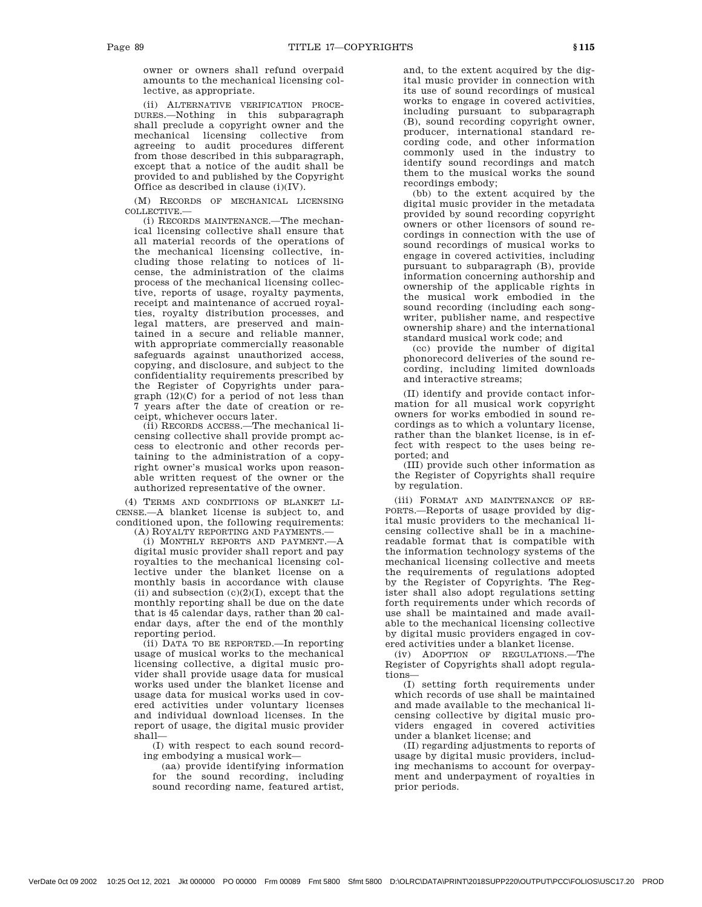owner or owners shall refund overpaid amounts to the mechanical licensing collective, as appropriate.

(ii) ALTERNATIVE VERIFICATION PROCEDURES.—Nothing in this subparagraph shall preclude a copyright owner and the mechanical licensing collective from agreeing to audit procedures different from those described in this subparagraph, except that a notice of the audit shall be provided to and published by the Copyright Office as described in clause (i)(IV).

(M) RECORDS OF MECHANICAL LICENSING COLLECTIVE.—

(i) RECORDS MAINTENANCE.—The mechanical licensing collective shall ensure that all material records of the operations of the mechanical licensing collective, including those relating to notices of license, the administration of the claims process of the mechanical licensing collective, reports of usage, royalty payments, receipt and maintenance of accrued royalties, royalty distribution processes, and legal matters, are preserved and maintained in a secure and reliable manner, with appropriate commercially reasonable safeguards against unauthorized access, copying, and disclosure, and subject to the confidentiality requirements prescribed by the Register of Copyrights under paragraph (12)(C) for a period of not less than 7 years after the date of creation or receipt, whichever occurs later.

(ii) RECORDS ACCESS.—The mechanical licensing collective shall provide prompt access to electronic and other records pertaining to the administration of a copyright owner's musical works upon reasonable written request of the owner or the authorized representative of the owner.

(4) TERMS AND CONDITIONS OF BLANKET LICENSE.—A blanket license is subject to, and conditioned upon, the following requirements:

(A) ROYALTY REPORTING AND PAYMENTS.—

(i) MONTHLY REPORTS AND PAYMENT.—A digital music provider shall report and pay royalties to the mechanical licensing collective under the blanket license on a monthly basis in accordance with clause (ii) and subsection (c)(2)(I), except that the monthly reporting shall be due on the date that is 45 calendar days, rather than 20 calendar days, after the end of the monthly reporting period.

(ii) DATA TO BE REPORTED.—In reporting usage of musical works to the mechanical licensing collective, a digital music provider shall provide usage data for musical works used under the blanket license and usage data for musical works used in covered activities under voluntary licenses and individual download licenses. In the report of usage, the digital music provider shall—

(I) with respect to each sound recording embodying a musical work—

(aa) provide identifying information for the sound recording, including sound recording name, featured artist, and, to the extent acquired by the digital music provider in connection with its use of sound recordings of musical works to engage in covered activities, including pursuant to subparagraph (B), sound recording copyright owner, producer, international standard recording code, and other information commonly used in the industry to identify sound recordings and match them to the musical works the sound recordings embody;

(bb) to the extent acquired by the digital music provider in the metadata provided by sound recording copyright owners or other licensors of sound recordings in connection with the use of sound recordings of musical works to engage in covered activities, including pursuant to subparagraph (B), provide information concerning authorship and ownership of the applicable rights in the musical work embodied in the sound recording (including each songwriter, publisher name, and respective ownership share) and the international standard musical work code; and

(cc) provide the number of digital phonorecord deliveries of the sound recording, including limited downloads and interactive streams;

(II) identify and provide contact information for all musical work copyright owners for works embodied in sound recordings as to which a voluntary license, rather than the blanket license, is in effect with respect to the uses being reported; and

(III) provide such other information as the Register of Copyrights shall require by regulation.

(iii) FORMAT AND MAINTENANCE OF REPORTS.—Reports of usage provided by digital music providers to the mechanical licensing collective shall be in a machine-readable format that is compatible with the information technology systems of the mechanical licensing collective and meets the requirements of regulations adopted by the Register of Copyrights. The Register shall also adopt regulations setting forth requirements under which records of use shall be maintained and made available to the mechanical licensing collective by digital music providers engaged in covered activities under a blanket license.

(iv) ADOPTION OF REGULATIONS.—The Register of Copyrights shall adopt regulations—

(I) setting forth requirements under which records of use shall be maintained and made available to the mechanical licensing collective by digital music providers engaged in covered activities under a blanket license; and

(II) regarding adjustments to reports of usage by digital music providers, including mechanisms to account for overpayment and underpayment of royalties in prior periods.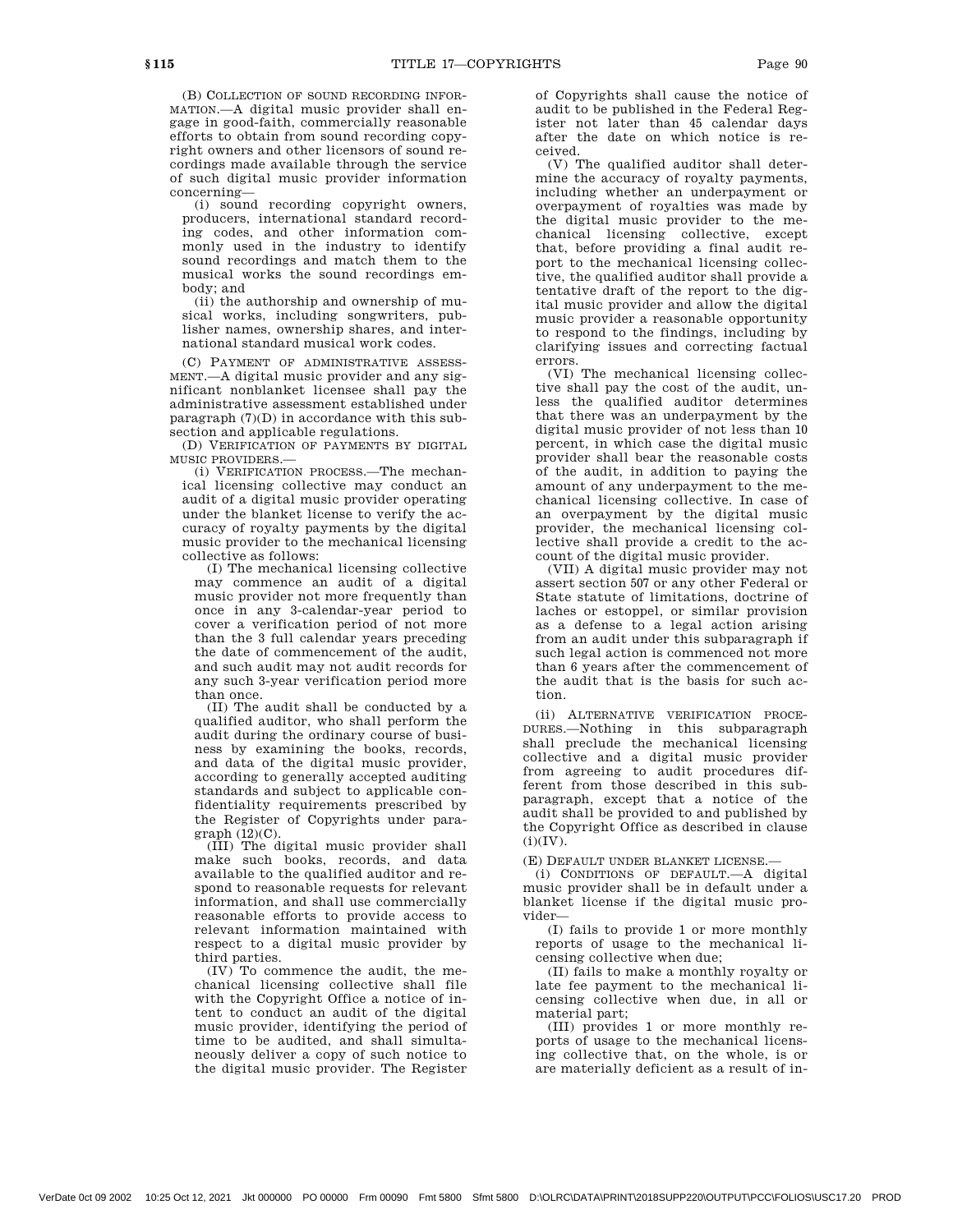(B) COLLECTION OF SOUND RECORDING INFORMATION.—A digital music provider shall engage in good-faith, commercially reasonable efforts to obtain from sound recording copyright owners and other licensors of sound recordings made available through the service of such digital music provider information concerning—

(i) sound recording copyright owners, producers, international standard recording codes, and other information commonly used in the industry to identify sound recordings and match them to the musical works the sound recordings embody; and

(ii) the authorship and ownership of musical works, including songwriters, publisher names, ownership shares, and international standard musical work codes.

(C) PAYMENT OF ADMINISTRATIVE ASSESSMENT.—A digital music provider and any significant nonblanket licensee shall pay the administrative assessment established under paragraph (7)(D) in accordance with this subsection and applicable regulations.

(D) VERIFICATION OF PAYMENTS BY DIGITAL MUSIC PROVIDERS.—

(i) VERIFICATION PROCESS.—The mechanical licensing collective may conduct an audit of a digital music provider operating under the blanket license to verify the accuracy of royalty payments by the digital music provider to the mechanical licensing collective as follows:

(I) The mechanical licensing collective may commence an audit of a digital music provider not more frequently than once in any 3-calendar-year period to cover a verification period of not more than the 3 full calendar years preceding the date of commencement of the audit, and such audit may not audit records for any such 3-year verification period more than once.

(II) The audit shall be conducted by a qualified auditor, who shall perform the audit during the ordinary course of business by examining the books, records, and data of the digital music provider, according to generally accepted auditing standards and subject to applicable confidentiality requirements prescribed by the Register of Copyrights under paragraph (12)(C).

(III) The digital music provider shall make such books, records, and data available to the qualified auditor and respond to reasonable requests for relevant information, and shall use commercially reasonable efforts to provide access to relevant information maintained with respect to a digital music provider by third parties.

(IV) To commence the audit, the mechanical licensing collective shall file with the Copyright Office a notice of intent to conduct an audit of the digital music provider, identifying the period of time to be audited, and shall simultaneously deliver a copy of such notice to the digital music provider. The Register of Copyrights shall cause the notice of audit to be published in the Federal Register not later than 45 calendar days after the date on which notice is received.

(V) The qualified auditor shall determine the accuracy of royalty payments, including whether an underpayment or overpayment of royalties was made by the digital music provider to the mechanical licensing collective, except that, before providing a final audit report to the mechanical licensing collective, the qualified auditor shall provide a tentative draft of the report to the digital music provider and allow the digital music provider a reasonable opportunity to respond to the findings, including by clarifying issues and correcting factual errors.

(VI) The mechanical licensing collective shall pay the cost of the audit, unless the qualified auditor determines that there was an underpayment by the digital music provider of not less than 10 percent, in which case the digital music provider shall bear the reasonable costs of the audit, in addition to paying the amount of any underpayment to the mechanical licensing collective. In case of an overpayment by the digital music provider, the mechanical licensing collective shall provide a credit to the account of the digital music provider.

(VII) A digital music provider may not assert section 507 or any other Federal or State statute of limitations, doctrine of laches or estoppel, or similar provision as a defense to a legal action arising from an audit under this subparagraph if such legal action is commenced not more than 6 years after the commencement of the audit that is the basis for such action.

(ii) ALTERNATIVE VERIFICATION PROCEDURES.—Nothing in this subparagraph shall preclude the mechanical licensing collective and a digital music provider from agreeing to audit procedures different from those described in this subparagraph, except that a notice of the audit shall be provided to and published by the Copyright Office as described in clause (i)(IV).

(E) DEFAULT UNDER BLANKET LICENSE.—

(i) CONDITIONS OF DEFAULT.—A digital music provider shall be in default under a blanket license if the digital music provider—

(I) fails to provide 1 or more monthly reports of usage to the mechanical licensing collective when due;

(II) fails to make a monthly royalty or late fee payment to the mechanical licensing collective when due, in all or material part;

(III) provides 1 or more monthly reports of usage to the mechanical licensing collective that, on the whole, is or are materially deficient as a result of in-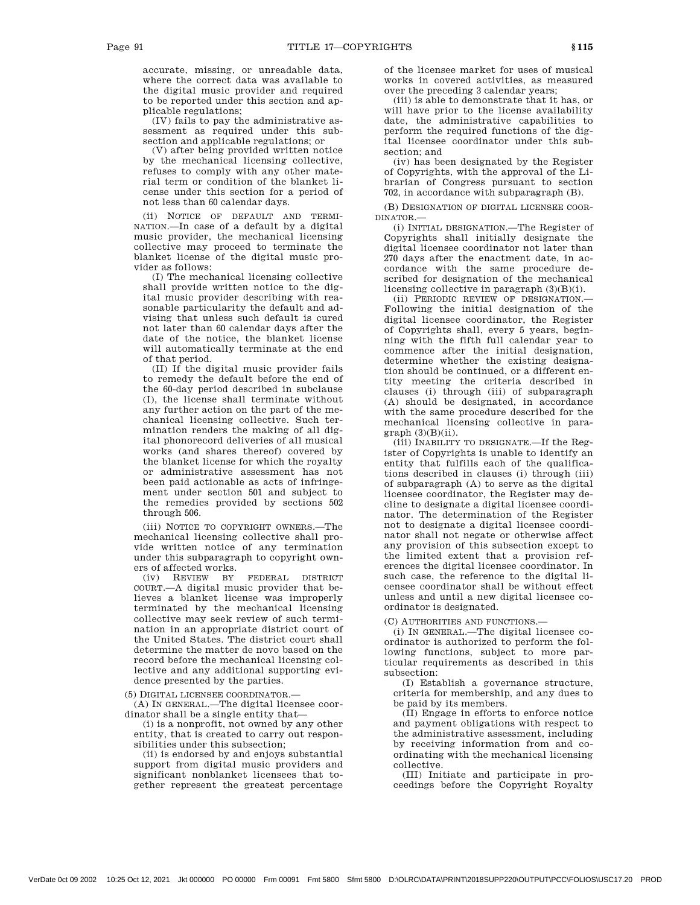accurate, missing, or unreadable data, where the correct data was available to the digital music provider and required to be reported under this section and applicable regulations;

(IV) fails to pay the administrative assessment as required under this subsection and applicable regulations; or

(V) after being provided written notice by the mechanical licensing collective, refuses to comply with any other material term or condition of the blanket license under this section for a period of not less than 60 calendar days.

(ii) NOTICE OF DEFAULT AND TERMINATION.—In case of a default by a digital music provider, the mechanical licensing collective may proceed to terminate the blanket license of the digital music provider as follows:

(I) The mechanical licensing collective shall provide written notice to the digital music provider describing with reasonable particularity the default and advising that unless such default is cured not later than 60 calendar days after the date of the notice, the blanket license will automatically terminate at the end of that period.

(II) If the digital music provider fails to remedy the default before the end of the 60-day period described in subclause (I), the license shall terminate without any further action on the part of the mechanical licensing collective. Such termination renders the making of all digital phonorecord deliveries of all musical works (and shares thereof) covered by the blanket license for which the royalty or administrative assessment has not been paid actionable as acts of infringement under section 501 and subject to the remedies provided by sections 502 through 506.

(iii) NOTICE TO COPYRIGHT OWNERS.—The mechanical licensing collective shall provide written notice of any termination under this subparagraph to copyright owners of affected works.

(iv) REVIEW BY FEDERAL DISTRICT COURT.—A digital music provider that believes a blanket license was improperly terminated by the mechanical licensing collective may seek review of such termination in an appropriate district court of the United States. The district court shall determine the matter de novo based on the record before the mechanical licensing collective and any additional supporting evidence presented by the parties.

(5) DIGITAL LICENSEE COORDINATOR.—

(A) IN GENERAL.—The digital licensee coordinator shall be a single entity that—

(i) is a nonprofit, not owned by any other entity, that is created to carry out responsibilities under this subsection;

(ii) is endorsed by and enjoys substantial support from digital music providers and significant nonblanket licensees that together represent the greatest percentage of the licensee market for uses of musical works in covered activities, as measured over the preceding 3 calendar years;

(iii) is able to demonstrate that it has, or will have prior to the license availability date, the administrative capabilities to perform the required functions of the digital licensee coordinator under this subsection; and

(iv) has been designated by the Register of Copyrights, with the approval of the Librarian of Congress pursuant to section 702, in accordance with subparagraph (B).

(B) DESIGNATION OF DIGITAL LICENSEE COORDINATOR.—

(i) INITIAL DESIGNATION.—The Register of Copyrights shall initially designate the digital licensee coordinator not later than 270 days after the enactment date, in accordance with the same procedure described for designation of the mechanical licensing collective in paragraph (3)(B)(i).

(ii) PERIODIC REVIEW OF DESIGNATION.—Following the initial designation of the digital licensee coordinator, the Register of Copyrights shall, every 5 years, beginning with the fifth full calendar year to commence after the initial designation, determine whether the existing designation should be continued, or a different entity meeting the criteria described in clauses (i) through (iii) of subparagraph (A) should be designated, in accordance with the same procedure described for the mechanical licensing collective in paragraph (3)(B)(ii).

(iii) INABILITY TO DESIGNATE.—If the Register of Copyrights is unable to identify an entity that fulfills each of the qualifications described in clauses (i) through (iii) of subparagraph (A) to serve as the digital licensee coordinator, the Register may decline to designate a digital licensee coordinator. The determination of the Register not to designate a digital licensee coordinator shall not negate or otherwise affect any provision of this subsection except to the limited extent that a provision references the digital licensee coordinator. In such case, the reference to the digital licensee coordinator shall be without effect unless and until a new digital licensee coordinator is designated.

(C) AUTHORITIES AND FUNCTIONS.—

(i) IN GENERAL.—The digital licensee coordinator is authorized to perform the following functions, subject to more particular requirements as described in this subsection:

(I) Establish a governance structure, criteria for membership, and any dues to be paid by its members.

(II) Engage in efforts to enforce notice and payment obligations with respect to the administrative assessment, including by receiving information from and coordinating with the mechanical licensing collective.

(III) Initiate and participate in proceedings before the Copyright Royalty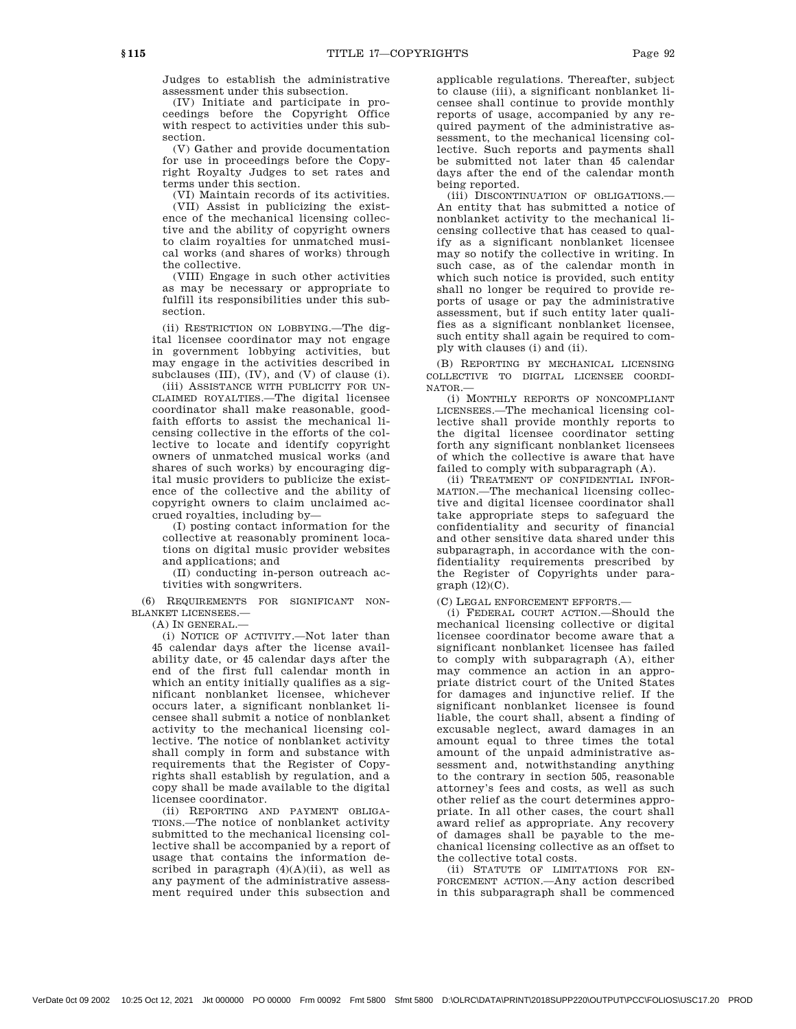Judges to establish the administrative assessment under this subsection.

(IV) Initiate and participate in proceedings before the Copyright Office with respect to activities under this subsection.

(V) Gather and provide documentation for use in proceedings before the Copyright Royalty Judges to set rates and terms under this section.

(VI) Maintain records of its activities.

(VII) Assist in publicizing the existence of the mechanical licensing collective and the ability of copyright owners to claim royalties for unmatched musical works (and shares of works) through the collective.

(VIII) Engage in such other activities as may be necessary or appropriate to fulfill its responsibilities under this subsection.

(ii) RESTRICTION ON LOBBYING.—The digital licensee coordinator may not engage in government lobbying activities, but may engage in the activities described in subclauses (III), (IV), and (V) of clause (i).

(iii) ASSISTANCE WITH PUBLICITY FOR UNCLAIMED ROYALTIES.—The digital licensee coordinator shall make reasonable, good-faith efforts to assist the mechanical licensing collective in the efforts of the collective to locate and identify copyright owners of unmatched musical works (and shares of such works) by encouraging digital music providers to publicize the existence of the collective and the ability of copyright owners to claim unclaimed accrued royalties, including by—

(I) posting contact information for the collective at reasonably prominent locations on digital music provider websites and applications; and

(II) conducting in-person outreach activities with songwriters.

(6) REQUIREMENTS FOR SIGNIFICANT NONBLANKET LICENSEES.—

(A) IN GENERAL.—

(i) NOTICE OF ACTIVITY.—Not later than 45 calendar days after the license availability date, or 45 calendar days after the end of the first full calendar month in which an entity initially qualifies as a significant nonblanket licensee, whichever occurs later, a significant nonblanket licensee shall submit a notice of nonblanket activity to the mechanical licensing collective. The notice of nonblanket activity shall comply in form and substance with requirements that the Register of Copyrights shall establish by regulation, and a copy shall be made available to the digital licensee coordinator.

(ii) REPORTING AND PAYMENT OBLIGATIONS.—The notice of nonblanket activity submitted to the mechanical licensing collective shall be accompanied by a report of usage that contains the information described in paragraph (4)(A)(ii), as well as any payment of the administrative assessment required under this subsection and applicable regulations. Thereafter, subject to clause (iii), a significant nonblanket licensee shall continue to provide monthly reports of usage, accompanied by any required payment of the administrative assessment, to the mechanical licensing collective. Such reports and payments shall be submitted not later than 45 calendar days after the end of the calendar month being reported.

(iii) DISCONTINUATION OF OBLIGATIONS.—An entity that has submitted a notice of nonblanket activity to the mechanical licensing collective that has ceased to qualify as a significant nonblanket licensee may so notify the collective in writing. In such case, as of the calendar month in which such notice is provided, such entity shall no longer be required to provide reports of usage or pay the administrative assessment, but if such entity later qualifies as a significant nonblanket licensee, such entity shall again be required to comply with clauses (i) and (ii).

(B) REPORTING BY MECHANICAL LICENSING COLLECTIVE TO DIGITAL LICENSEE COORDINATOR.—

(i) MONTHLY REPORTS OF NONCOMPLIANT LICENSEES.—The mechanical licensing collective shall provide monthly reports to the digital licensee coordinator setting forth any significant nonblanket licensees of which the collective is aware that have failed to comply with subparagraph (A).

(ii) TREATMENT OF CONFIDENTIAL INFORMATION.—The mechanical licensing collective and digital licensee coordinator shall take appropriate steps to safeguard the confidentiality and security of financial and other sensitive data shared under this subparagraph, in accordance with the confidentiality requirements prescribed by the Register of Copyrights under paragraph (12)(C).

(C) LEGAL ENFORCEMENT EFFORTS.—

(i) FEDERAL COURT ACTION.—Should the mechanical licensing collective or digital licensee coordinator become aware that a significant nonblanket licensee has failed to comply with subparagraph (A), either may commence an action in an appropriate district court of the United States for damages and injunctive relief. If the significant nonblanket licensee is found liable, the court shall, absent a finding of excusable neglect, award damages in an amount equal to three times the total amount of the unpaid administrative assessment and, notwithstanding anything to the contrary in section 505, reasonable attorney's fees and costs, as well as such other relief as the court determines appropriate. In all other cases, the court shall award relief as appropriate. Any recovery of damages shall be payable to the mechanical licensing collective as an offset to the collective total costs.

(ii) STATUTE OF LIMITATIONS FOR ENFORCEMENT ACTION.—Any action described in this subparagraph shall be commenced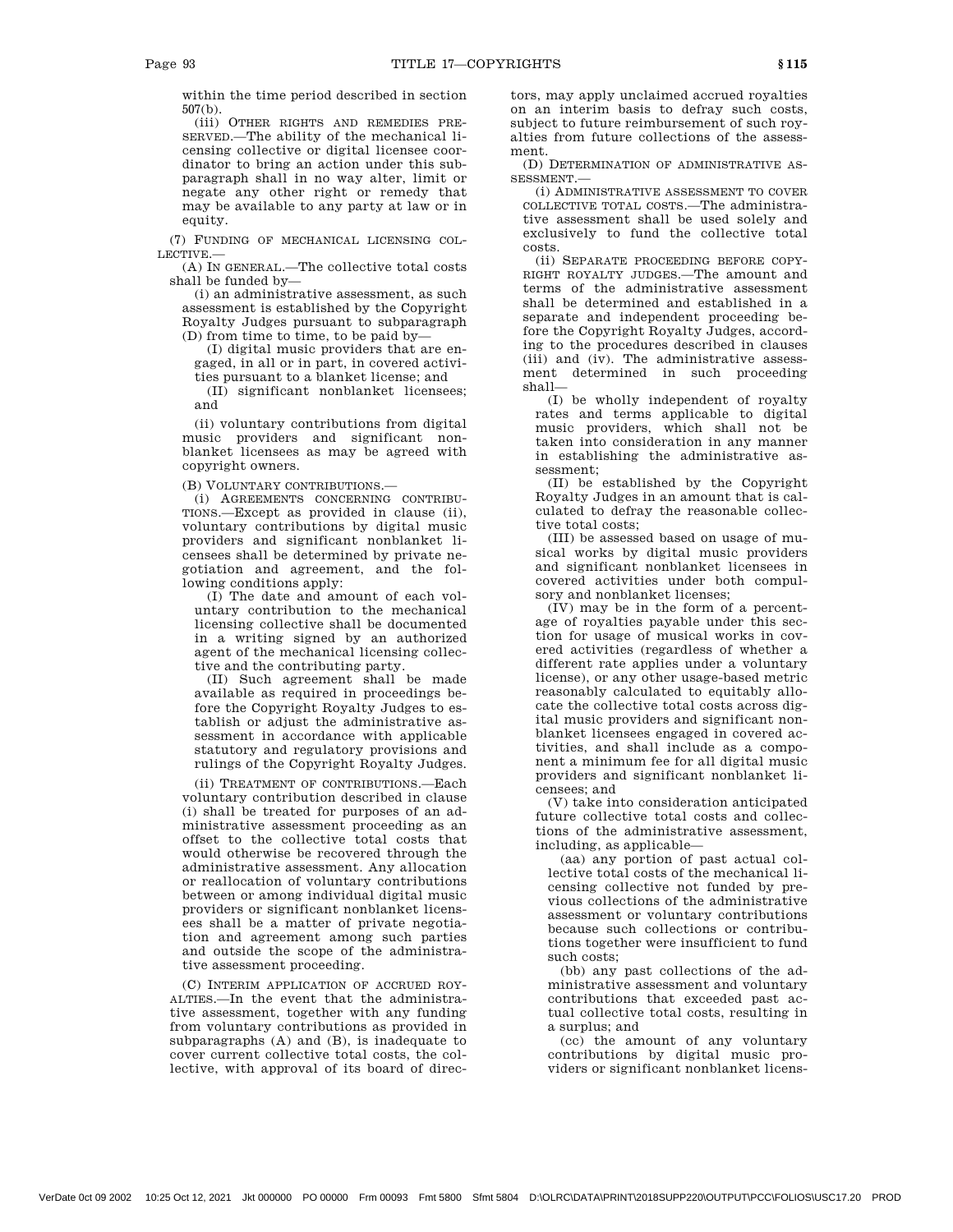within the time period described in section 507(b).

(iii) OTHER RIGHTS AND REMEDIES PRESERVED.—The ability of the mechanical licensing collective or digital licensee coordinator to bring an action under this subparagraph shall in no way alter, limit or negate any other right or remedy that may be available to any party at law or in equity.

(7) FUNDING OF MECHANICAL LICENSING COLLECTIVE.—

(A) IN GENERAL.—The collective total costs shall be funded by—

(i) an administrative assessment, as such assessment is established by the Copyright Royalty Judges pursuant to subparagraph (D) from time to time, to be paid by—

(I) digital music providers that are engaged, in all or in part, in covered activities pursuant to a blanket license; and

(II) significant nonblanket licensees; and

(ii) voluntary contributions from digital music providers and significant nonblanket licensees as may be agreed with copyright owners.

(B) VOLUNTARY CONTRIBUTIONS.—

(i) AGREEMENTS CONCERNING CONTRIBUTIONS.—Except as provided in clause (ii), voluntary contributions by digital music providers and significant nonblanket licensees shall be determined by private negotiation and agreement, and the following conditions apply:

(I) The date and amount of each voluntary contribution to the mechanical licensing collective shall be documented in a writing signed by an authorized agent of the mechanical licensing collective and the contributing party.

(II) Such agreement shall be made available as required in proceedings before the Copyright Royalty Judges to establish or adjust the administrative assessment in accordance with applicable statutory and regulatory provisions and rulings of the Copyright Royalty Judges.

(ii) TREATMENT OF CONTRIBUTIONS.—Each voluntary contribution described in clause (i) shall be treated for purposes of an administrative assessment proceeding as an offset to the collective total costs that would otherwise be recovered through the administrative assessment. Any allocation or reallocation of voluntary contributions between or among individual digital music providers or significant nonblanket licensees shall be a matter of private negotiation and agreement among such parties and outside the scope of the administrative assessment proceeding.

(C) INTERIM APPLICATION OF ACCRUED ROYALTIES.—In the event that the administrative assessment, together with any funding from voluntary contributions as provided in subparagraphs (A) and (B), is inadequate to cover current collective total costs, the collective, with approval of its board of directors, may apply unclaimed accrued royalties on an interim basis to defray such costs, subject to future reimbursement of such royalties from future collections of the assessment.

(D) DETERMINATION OF ADMINISTRATIVE ASSESSMENT.—

(i) ADMINISTRATIVE ASSESSMENT TO COVER COLLECTIVE TOTAL COSTS.—The administrative assessment shall be used solely and exclusively to fund the collective total costs.

(ii) SEPARATE PROCEEDING BEFORE COPYRIGHT ROYALTY JUDGES.—The amount and terms of the administrative assessment shall be determined and established in a separate and independent proceeding before the Copyright Royalty Judges, according to the procedures described in clauses (iii) and (iv). The administrative assessment determined in such proceeding shall—

(I) be wholly independent of royalty rates and terms applicable to digital music providers, which shall not be taken into consideration in any manner in establishing the administrative assessment;

(II) be established by the Copyright Royalty Judges in an amount that is calculated to defray the reasonable collective total costs;

(III) be assessed based on usage of musical works by digital music providers and significant nonblanket licensees in covered activities under both compulsory and nonblanket licenses;

(IV) may be in the form of a percentage of royalties payable under this section for usage of musical works in covered activities (regardless of whether a different rate applies under a voluntary license), or any other usage-based metric reasonably calculated to equitably allocate the collective total costs across digital music providers and significant nonblanket licensees engaged in covered activities, and shall include as a component a minimum fee for all digital music providers and significant nonblanket licensees; and

(V) take into consideration anticipated future collective total costs and collections of the administrative assessment, including, as applicable—

(aa) any portion of past actual collective total costs of the mechanical licensing collective not funded by previous collections of the administrative assessment or voluntary contributions because such collections or contributions together were insufficient to fund such costs;

(bb) any past collections of the administrative assessment and voluntary contributions that exceeded past actual collective total costs, resulting in a surplus; and

(cc) the amount of any voluntary contributions by digital music providers or significant nonblanket licens-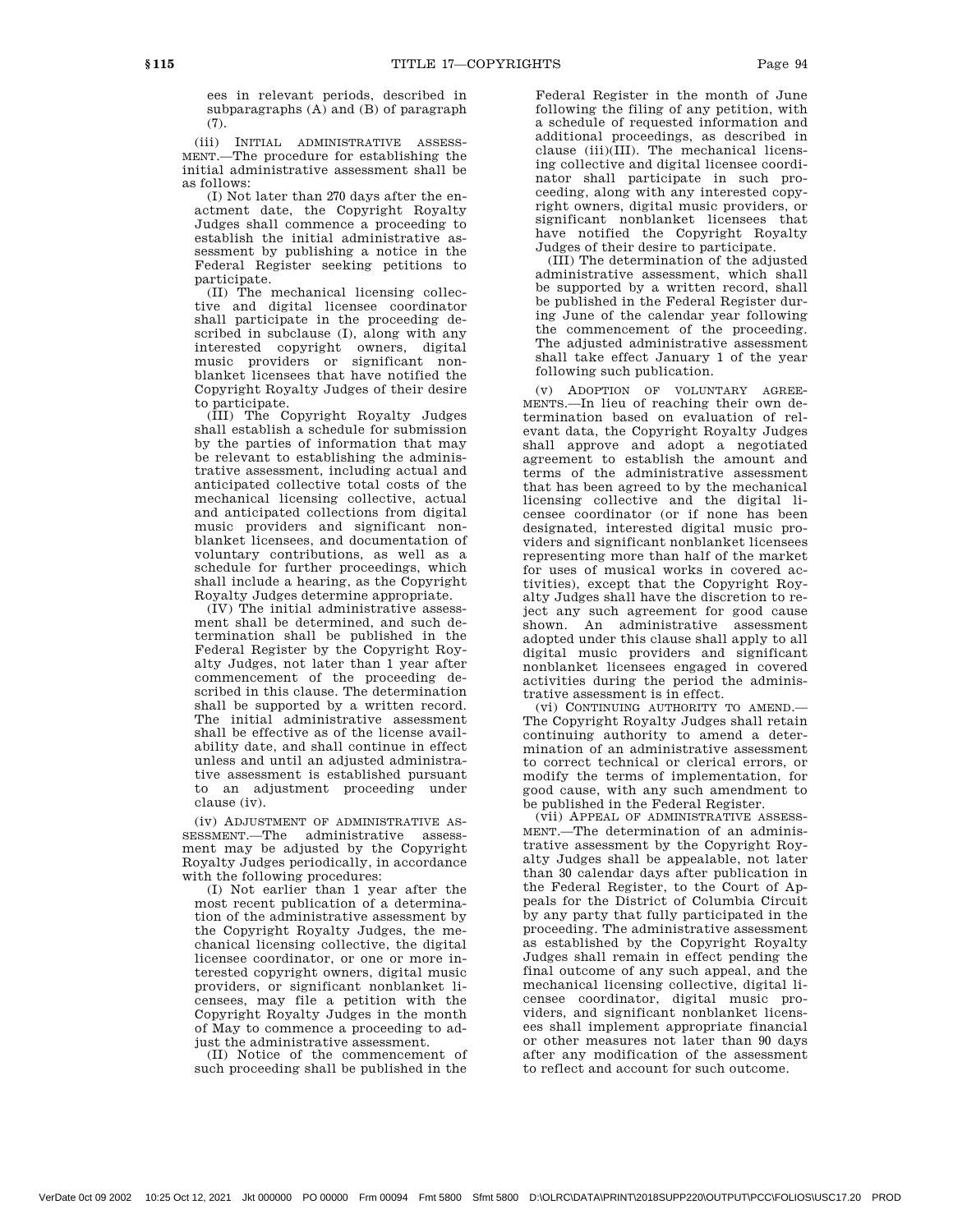ees in relevant periods, described in subparagraphs (A) and (B) of paragraph (7).

(iii) INITIAL ADMINISTRATIVE ASSESSMENT.—The procedure for establishing the initial administrative assessment shall be as follows:

(I) Not later than 270 days after the enactment date, the Copyright Royalty Judges shall commence a proceeding to establish the initial administrative assessment by publishing a notice in the Federal Register seeking petitions to participate.

(II) The mechanical licensing collective and digital licensee coordinator shall participate in the proceeding described in subclause (I), along with any interested copyright owners, digital music providers or significant nonblanket licensees that have notified the Copyright Royalty Judges of their desire to participate.

(III) The Copyright Royalty Judges shall establish a schedule for submission by the parties of information that may be relevant to establishing the administrative assessment, including actual and anticipated collective total costs of the mechanical licensing collective, actual and anticipated collections from digital music providers and significant nonblanket licensees, and documentation of voluntary contributions, as well as a schedule for further proceedings, which shall include a hearing, as the Copyright Royalty Judges determine appropriate.

(IV) The initial administrative assessment shall be determined, and such determination shall be published in the Federal Register by the Copyright Royalty Judges, not later than 1 year after commencement of the proceeding described in this clause. The determination shall be supported by a written record. The initial administrative assessment shall be effective as of the license availability date, and shall continue in effect unless and until an adjusted administrative assessment is established pursuant to an adjustment proceeding under clause (iv).

(iv) ADJUSTMENT OF ADMINISTRATIVE ASSESSMENT.—The administrative assessment may be adjusted by the Copyright Royalty Judges periodically, in accordance with the following procedures:

(I) Not earlier than 1 year after the most recent publication of a determination of the administrative assessment by the Copyright Royalty Judges, the mechanical licensing collective, the digital licensee coordinator, or one or more interested copyright owners, digital music providers, or significant nonblanket licensees, may file a petition with the Copyright Royalty Judges in the month of May to commence a proceeding to adjust the administrative assessment.

(II) Notice of the commencement of such proceeding shall be published in the Federal Register in the month of June following the filing of any petition, with a schedule of requested information and additional proceedings, as described in clause (iii)(III). The mechanical licensing collective and digital licensee coordinator shall participate in such proceeding, along with any interested copyright owners, digital music providers, or significant nonblanket licensees that have notified the Copyright Royalty Judges of their desire to participate.

(III) The determination of the adjusted administrative assessment, which shall be supported by a written record, shall be published in the Federal Register during June of the calendar year following the commencement of the proceeding. The adjusted administrative assessment shall take effect January 1 of the year following such publication.

(v) ADOPTION OF VOLUNTARY AGREEMENTS.—In lieu of reaching their own determination based on evaluation of relevant data, the Copyright Royalty Judges shall approve and adopt a negotiated agreement to establish the amount and terms of the administrative assessment that has been agreed to by the mechanical licensing collective and the digital licensee coordinator (or if none has been designated, interested digital music providers and significant nonblanket licensees representing more than half of the market for uses of musical works in covered activities), except that the Copyright Royalty Judges shall have the discretion to reject any such agreement for good cause shown. An administrative assessment adopted under this clause shall apply to all digital music providers and significant nonblanket licensees engaged in covered activities during the period the administrative assessment is in effect.

(vi) CONTINUING AUTHORITY TO AMEND.—The Copyright Royalty Judges shall retain continuing authority to amend a determination of an administrative assessment to correct technical or clerical errors, or modify the terms of implementation, for good cause, with any such amendment to be published in the Federal Register.

(vii) APPEAL OF ADMINISTRATIVE ASSESSMENT.—The determination of an administrative assessment by the Copyright Royalty Judges shall be appealable, not later than 30 calendar days after publication in the Federal Register, to the Court of Appeals for the District of Columbia Circuit by any party that fully participated in the proceeding. The administrative assessment as established by the Copyright Royalty Judges shall remain in effect pending the final outcome of any such appeal, and the mechanical licensing collective, digital licensee coordinator, digital music providers, and significant nonblanket licensees shall implement appropriate financial or other measures not later than 90 days after any modification of the assessment to reflect and account for such outcome.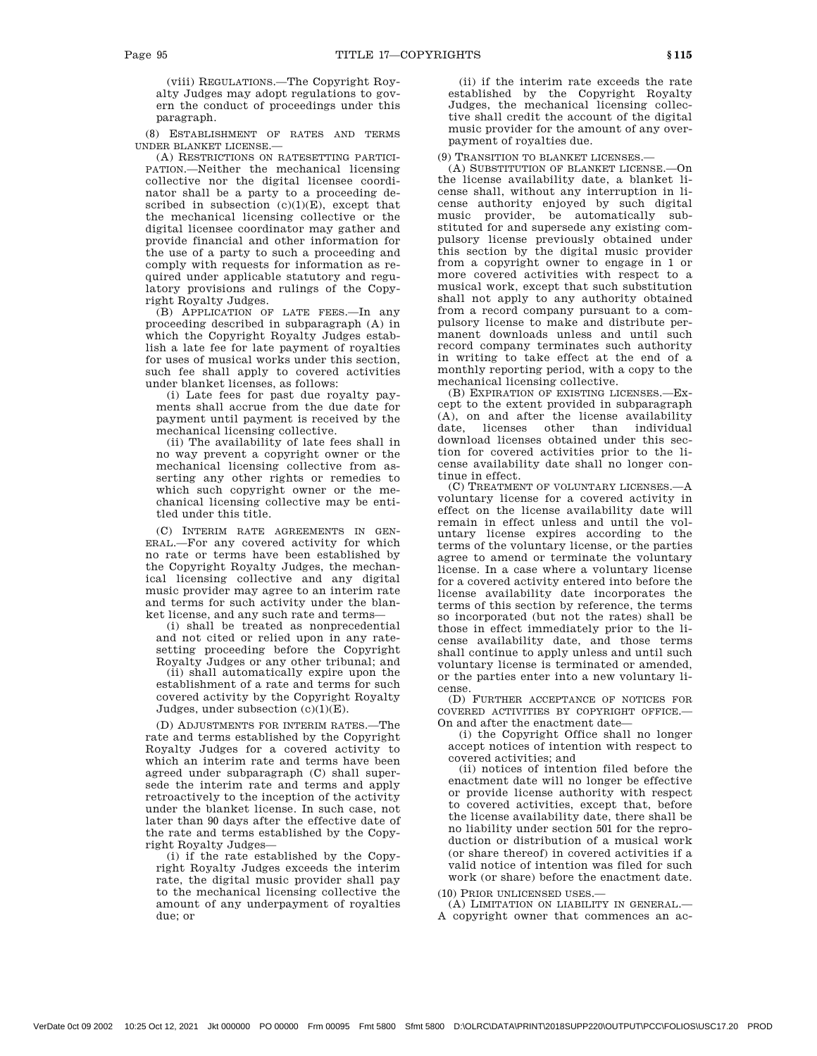(viii) REGULATIONS.—The Copyright Royalty Judges may adopt regulations to govern the conduct of proceedings under this paragraph.

(8) ESTABLISHMENT OF RATES AND TERMS UNDER BLANKET LICENSE.—

(A) RESTRICTIONS ON RATESETTING PARTICIPATION.—Neither the mechanical licensing collective nor the digital licensee coordinator shall be a party to a proceeding described in subsection (c)(1)(E), except that the mechanical licensing collective or the digital licensee coordinator may gather and provide financial and other information for the use of a party to such a proceeding and comply with requests for information as required under applicable statutory and regulatory provisions and rulings of the Copyright Royalty Judges.

(B) APPLICATION OF LATE FEES.—In any proceeding described in subparagraph (A) in which the Copyright Royalty Judges establish a late fee for late payment of royalties for uses of musical works under this section, such fee shall apply to covered activities under blanket licenses, as follows:

(i) Late fees for past due royalty payments shall accrue from the due date for payment until payment is received by the mechanical licensing collective.

(ii) The availability of late fees shall in no way prevent a copyright owner or the mechanical licensing collective from asserting any other rights or remedies to which such copyright owner or the mechanical licensing collective may be entitled under this title.

(C) INTERIM RATE AGREEMENTS IN GENERAL.—For any covered activity for which no rate or terms have been established by the Copyright Royalty Judges, the mechanical licensing collective and any digital music provider may agree to an interim rate and terms for such activity under the blanket license, and any such rate and terms—

(i) shall be treated as nonprecedential and not cited or relied upon in any ratesetting proceeding before the Copyright Royalty Judges or any other tribunal; and

(ii) shall automatically expire upon the establishment of a rate and terms for such covered activity by the Copyright Royalty Judges, under subsection (c)(1)(E).

(D) ADJUSTMENTS FOR INTERIM RATES.—The rate and terms established by the Copyright Royalty Judges for a covered activity to which an interim rate and terms have been agreed under subparagraph (C) shall supersede the interim rate and terms and apply retroactively to the inception of the activity under the blanket license. In such case, not later than 90 days after the effective date of the rate and terms established by the Copyright Royalty Judges—

(i) if the rate established by the Copyright Royalty Judges exceeds the interim rate, the digital music provider shall pay to the mechanical licensing collective the amount of any underpayment of royalties due; or

(ii) if the interim rate exceeds the rate established by the Copyright Royalty Judges, the mechanical licensing collective shall credit the account of the digital music provider for the amount of any overpayment of royalties due.

(9) TRANSITION TO BLANKET LICENSES.—

(A) SUBSTITUTION OF BLANKET LICENSE.—On the license availability date, a blanket license shall, without any interruption in license authority enjoyed by such digital music provider, be automatically substituted for and supersede any existing compulsory license previously obtained under this section by the digital music provider from a copyright owner to engage in 1 or more covered activities with respect to a musical work, except that such substitution shall not apply to any authority obtained from a record company pursuant to a compulsory license to make and distribute permanent downloads unless and until such record company terminates such authority in writing to take effect at the end of a monthly reporting period, with a copy to the mechanical licensing collective.

(B) EXPIRATION OF EXISTING LICENSES.—Except to the extent provided in subparagraph (A), on and after the license availability date, licenses other than individual download licenses obtained under this section for covered activities prior to the license availability date shall no longer continue in effect.

(C) TREATMENT OF VOLUNTARY LICENSES.—A voluntary license for a covered activity in effect on the license availability date will remain in effect unless and until the voluntary license expires according to the terms of the voluntary license, or the parties agree to amend or terminate the voluntary license. In a case where a voluntary license for a covered activity entered into before the license availability date incorporates the terms of this section by reference, the terms so incorporated (but not the rates) shall be those in effect immediately prior to the license availability date, and those terms shall continue to apply unless and until such voluntary license is terminated or amended, or the parties enter into a new voluntary license.

(D) FURTHER ACCEPTANCE OF NOTICES FOR COVERED ACTIVITIES BY COPYRIGHT OFFICE.—On and after the enactment date—

(i) the Copyright Office shall no longer accept notices of intention with respect to covered activities; and

(ii) notices of intention filed before the enactment date will no longer be effective or provide license authority with respect to covered activities, except that, before the license availability date, there shall be no liability under section 501 for the reproduction or distribution of a musical work (or share thereof) in covered activities if a valid notice of intention was filed for such work (or share) before the enactment date.

(10) PRIOR UNLICENSED USES.—

(A) LIMITATION ON LIABILITY IN GENERAL.—A copyright owner that commences an ac-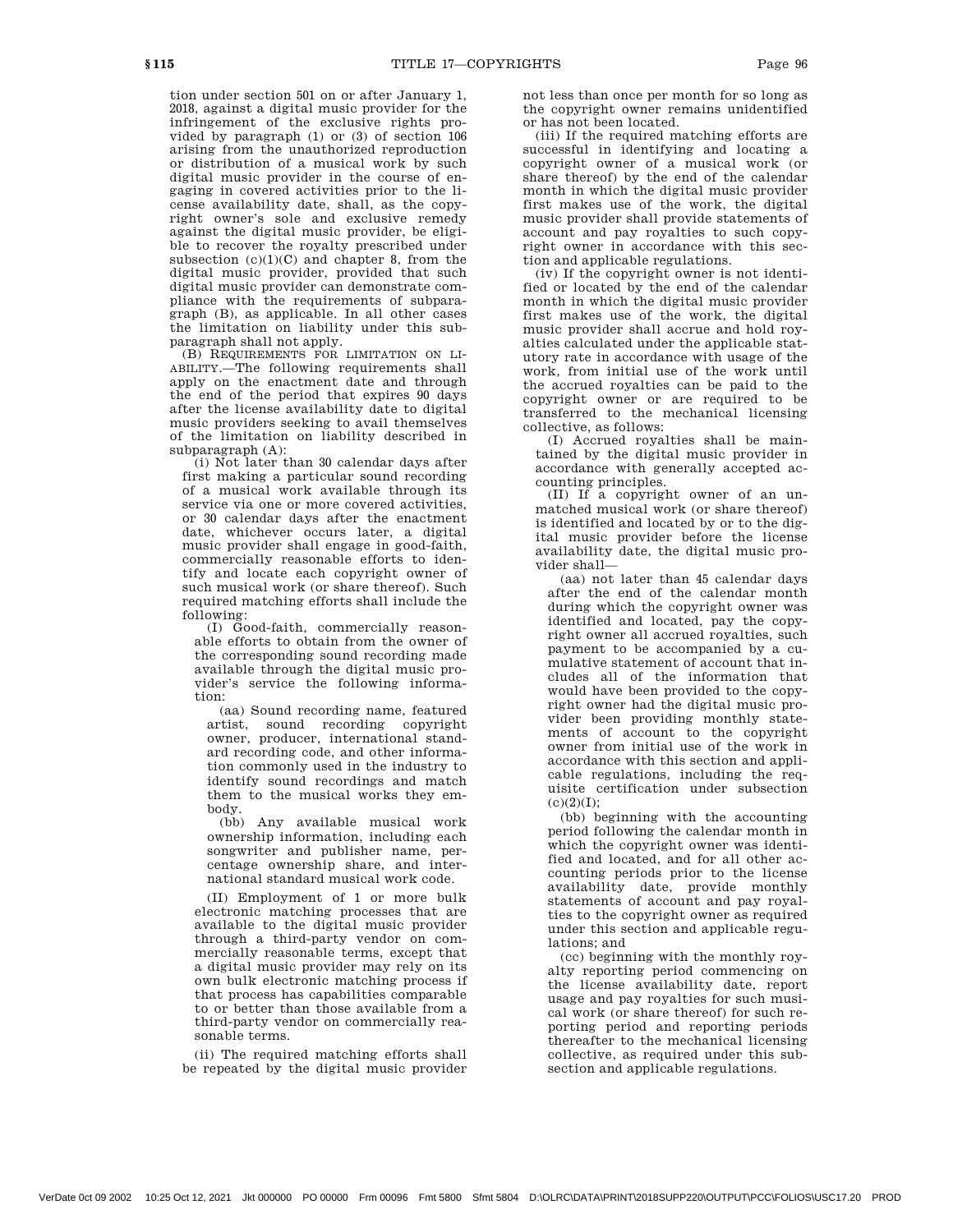tion under section 501 on or after January 1, 2018, against a digital music provider for the infringement of the exclusive rights provided by paragraph (1) or (3) of section 106 arising from the unauthorized reproduction or distribution of a musical work by such digital music provider in the course of engaging in covered activities prior to the license availability date, shall, as the copyright owner's sole and exclusive remedy against the digital music provider, be eligible to recover the royalty prescribed under subsection (c)(1)(C) and chapter 8, from the digital music provider, provided that such digital music provider can demonstrate compliance with the requirements of subparagraph (B), as applicable. In all other cases the limitation on liability under this subparagraph shall not apply.

(B) REQUIREMENTS FOR LIMITATION ON LIABILITY.—The following requirements shall apply on the enactment date and through the end of the period that expires 90 days after the license availability date to digital music providers seeking to avail themselves of the limitation on liability described in subparagraph (A):

(i) Not later than 30 calendar days after first making a particular sound recording of a musical work available through its service via one or more covered activities, or 30 calendar days after the enactment date, whichever occurs later, a digital music provider shall engage in good-faith, commercially reasonable efforts to identify and locate each copyright owner of such musical work (or share thereof). Such required matching efforts shall include the following:

(I) Good-faith, commercially reasonable efforts to obtain from the owner of the corresponding sound recording made available through the digital music provider's service the following information:

(aa) Sound recording name, featured artist, sound recording copyright owner, producer, international standard recording code, and other information commonly used in the industry to identify sound recordings and match them to the musical works they embody.

(bb) Any available musical work ownership information, including each songwriter and publisher name, percentage ownership share, and international standard musical work code.

(II) Employment of 1 or more bulk electronic matching processes that are available to the digital music provider through a third-party vendor on commercially reasonable terms, except that a digital music provider may rely on its own bulk electronic matching process if that process has capabilities comparable to or better than those available from a third-party vendor on commercially reasonable terms.

(ii) The required matching efforts shall be repeated by the digital music provider not less than once per month for so long as the copyright owner remains unidentified or has not been located.

(iii) If the required matching efforts are successful in identifying and locating a copyright owner of a musical work (or share thereof) by the end of the calendar month in which the digital music provider first makes use of the work, the digital music provider shall provide statements of account and pay royalties to such copyright owner in accordance with this section and applicable regulations.

(iv) If the copyright owner is not identified or located by the end of the calendar month in which the digital music provider first makes use of the work, the digital music provider shall accrue and hold royalties calculated under the applicable statutory rate in accordance with usage of the work, from initial use of the work until the accrued royalties can be paid to the copyright owner or are required to be transferred to the mechanical licensing collective, as follows:

(I) Accrued royalties shall be maintained by the digital music provider in accordance with generally accepted accounting principles.

(II) If a copyright owner of an unmatched musical work (or share thereof) is identified and located by or to the digital music provider before the license availability date, the digital music provider shall—

(aa) not later than 45 calendar days after the end of the calendar month during which the copyright owner was identified and located, pay the copyright owner all accrued royalties, such payment to be accompanied by a cumulative statement of account that includes all of the information that would have been provided to the copyright owner had the digital music provider been providing monthly statements of account to the copyright owner from initial use of the work in accordance with this section and applicable regulations, including the requisite certification under subsection (c)(2)(I);

(bb) beginning with the accounting period following the calendar month in which the copyright owner was identified and located, and for all other accounting periods prior to the license availability date, provide monthly statements of account and pay royalties to the copyright owner as required under this section and applicable regulations; and

(cc) beginning with the monthly royalty reporting period commencing on the license availability date, report usage and pay royalties for such musical work (or share thereof) for such reporting period and reporting periods thereafter to the mechanical licensing collective, as required under this subsection and applicable regulations.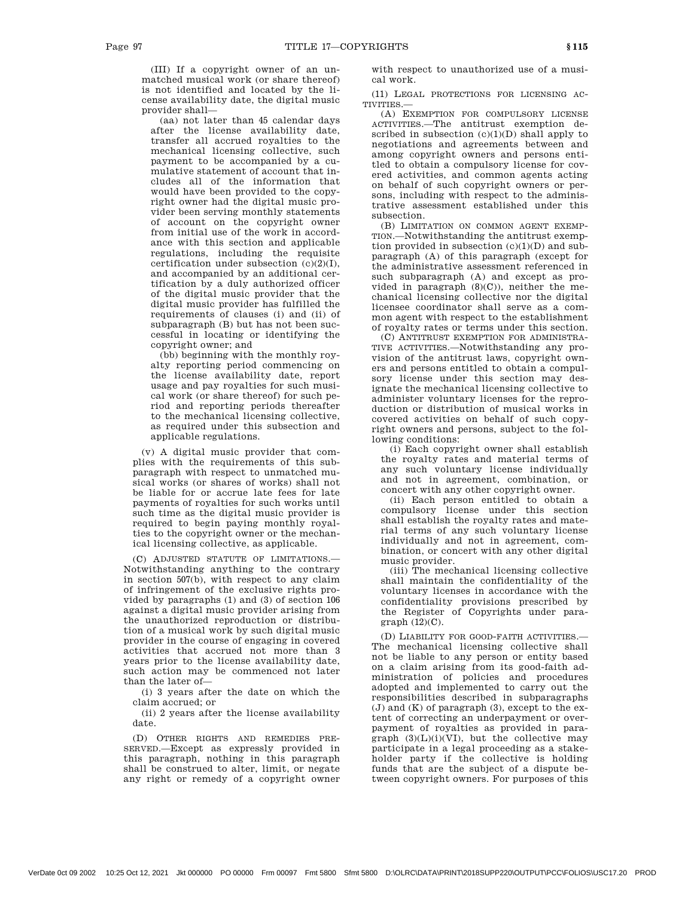(III) If a copyright owner of an unmatched musical work (or share thereof) is not identified and located by the license availability date, the digital music provider shall—

(aa) not later than 45 calendar days after the license availability date, transfer all accrued royalties to the mechanical licensing collective, such payment to be accompanied by a cumulative statement of account that includes all of the information that would have been provided to the copyright owner had the digital music provider been serving monthly statements of account on the copyright owner from initial use of the work in accordance with this section and applicable regulations, including the requisite certification under subsection (c)(2)(I), and accompanied by an additional certification by a duly authorized officer of the digital music provider that the digital music provider has fulfilled the requirements of clauses (i) and (ii) of subparagraph (B) but has not been successful in locating or identifying the copyright owner; and

(bb) beginning with the monthly royalty reporting period commencing on the license availability date, report usage and pay royalties for such musical work (or share thereof) for such period and reporting periods thereafter to the mechanical licensing collective, as required under this subsection and applicable regulations.

(v) A digital music provider that complies with the requirements of this subparagraph with respect to unmatched musical works (or shares of works) shall not be liable for or accrue late fees for late payments of royalties for such works until such time as the digital music provider is required to begin paying monthly royalties to the copyright owner or the mechanical licensing collective, as applicable.

(C) ADJUSTED STATUTE OF LIMITATIONS.—Notwithstanding anything to the contrary in section 507(b), with respect to any claim of infringement of the exclusive rights provided by paragraphs (1) and (3) of section 106 against a digital music provider arising from the unauthorized reproduction or distribution of a musical work by such digital music provider in the course of engaging in covered activities that accrued not more than 3 years prior to the license availability date, such action may be commenced not later than the later of—

(i) 3 years after the date on which the claim accrued; or

(ii) 2 years after the license availability date.

(D) OTHER RIGHTS AND REMEDIES PRESERVED.—Except as expressly provided in this paragraph, nothing in this paragraph shall be construed to alter, limit, or negate any right or remedy of a copyright owner with respect to unauthorized use of a musical work.

(11) LEGAL PROTECTIONS FOR LICENSING ACTIVITIES.—

(A) EXEMPTION FOR COMPULSORY LICENSE ACTIVITIES.—The antitrust exemption described in subsection (c)(1)(D) shall apply to negotiations and agreements between and among copyright owners and persons entitled to obtain a compulsory license for covered activities, and common agents acting on behalf of such copyright owners or persons, including with respect to the administrative assessment established under this subsection.

(B) LIMITATION ON COMMON AGENT EXEMPTION.—Notwithstanding the antitrust exemption provided in subsection (c)(1)(D) and subparagraph (A) of this paragraph (except for the administrative assessment referenced in such subparagraph (A) and except as provided in paragraph (8)(C)), neither the mechanical licensing collective nor the digital licensee coordinator shall serve as a common agent with respect to the establishment of royalty rates or terms under this section.

(C) ANTITRUST EXEMPTION FOR ADMINISTRATIVE ACTIVITIES.—Notwithstanding any provision of the antitrust laws, copyright owners and persons entitled to obtain a compulsory license under this section may designate the mechanical licensing collective to administer voluntary licenses for the reproduction or distribution of musical works in covered activities on behalf of such copyright owners and persons, subject to the following conditions:

(i) Each copyright owner shall establish the royalty rates and material terms of any such voluntary license individually and not in agreement, combination, or concert with any other copyright owner.

(ii) Each person entitled to obtain a compulsory license under this section shall establish the royalty rates and material terms of any such voluntary license individually and not in agreement, combination, or concert with any other digital music provider.

(iii) The mechanical licensing collective shall maintain the confidentiality of the voluntary licenses in accordance with the confidentiality provisions prescribed by the Register of Copyrights under paragraph (12)(C).

(D) LIABILITY FOR GOOD-FAITH ACTIVITIES.—The mechanical licensing collective shall not be liable to any person or entity based on a claim arising from its good-faith administration of policies and procedures adopted and implemented to carry out the responsibilities described in subparagraphs (J) and (K) of paragraph (3), except to the extent of correcting an underpayment or overpayment of royalties as provided in paragraph (3)(L)(i)(VI), but the collective may participate in a legal proceeding as a stakeholder party if the collective is holding funds that are the subject of a dispute between copyright owners. For purposes of this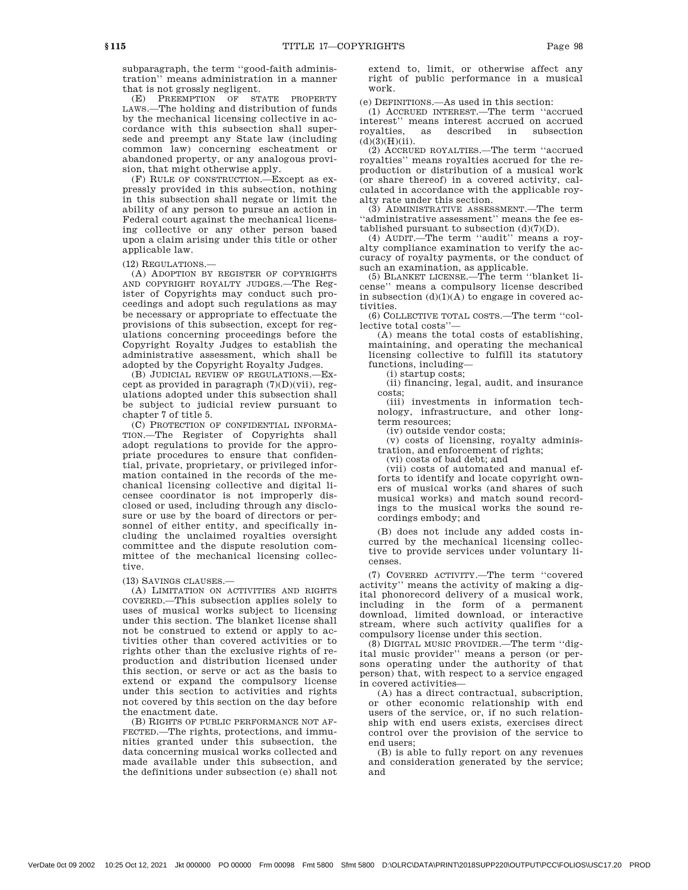subparagraph, the term ''good-faith administration'' means administration in a manner that is not grossly negligent.

(E) PREEMPTION OF STATE PROPERTY LAWS.—The holding and distribution of funds by the mechanical licensing collective in accordance with this subsection shall supersede and preempt any State law (including common law) concerning escheatment or abandoned property, or any analogous provision, that might otherwise apply.

(F) RULE OF CONSTRUCTION.—Except as expressly provided in this subsection, nothing in this subsection shall negate or limit the ability of any person to pursue an action in Federal court against the mechanical licensing collective or any other person based upon a claim arising under this title or other applicable law.

(12) REGULATIONS.—

(A) ADOPTION BY REGISTER OF COPYRIGHTS AND COPYRIGHT ROYALTY JUDGES.—The Register of Copyrights may conduct such proceedings and adopt such regulations as may be necessary or appropriate to effectuate the provisions of this subsection, except for regulations concerning proceedings before the Copyright Royalty Judges to establish the administrative assessment, which shall be adopted by the Copyright Royalty Judges.

(B) JUDICIAL REVIEW OF REGULATIONS.—Except as provided in paragraph (7)(D)(vii), regulations adopted under this subsection shall be subject to judicial review pursuant to chapter 7 of title 5.

(C) PROTECTION OF CONFIDENTIAL INFORMATION.—The Register of Copyrights shall adopt regulations to provide for the appropriate procedures to ensure that confidential, private, proprietary, or privileged information contained in the records of the mechanical licensing collective and digital licensee coordinator is not improperly disclosed or used, including through any disclosure or use by the board of directors or personnel of either entity, and specifically including the unclaimed royalties oversight committee and the dispute resolution committee of the mechanical licensing collective.

(13) SAVINGS CLAUSES.—

(A) LIMITATION ON ACTIVITIES AND RIGHTS COVERED.—This subsection applies solely to uses of musical works subject to licensing under this section. The blanket license shall not be construed to extend or apply to activities other than covered activities or to rights other than the exclusive rights of reproduction and distribution licensed under this section, or serve or act as the basis to extend or expand the compulsory license under this section to activities and rights not covered by this section on the day before the enactment date.

(B) RIGHTS OF PUBLIC PERFORMANCE NOT AFFECTED.—The rights, protections, and immunities granted under this subsection, the data concerning musical works collected and made available under this subsection, and the definitions under subsection (e) shall not extend to, limit, or otherwise affect any right of public performance in a musical work.

(e) DEFINITIONS.—As used in this section:

(1) ACCRUED INTEREST.—The term ''accrued interest'' means interest accrued on accrued royalties, as described in subsection (d)(3)(H)(ii).

(2) ACCRUED ROYALTIES.—The term ''accrued royalties'' means royalties accrued for the reproduction or distribution of a musical work (or share thereof) in a covered activity, calculated in accordance with the applicable royalty rate under this section.

(3) ADMINISTRATIVE ASSESSMENT.—The term ''administrative assessment'' means the fee established pursuant to subsection (d)(7)(D).

(4) AUDIT.—The term ''audit'' means a royalty compliance examination to verify the accuracy of royalty payments, or the conduct of such an examination, as applicable.

(5) BLANKET LICENSE.—The term ''blanket license'' means a compulsory license described in subsection (d)(1)(A) to engage in covered activities.

(6) COLLECTIVE TOTAL COSTS.—The term ''collective total costs''—

(A) means the total costs of establishing, maintaining, and operating the mechanical licensing collective to fulfill its statutory functions, including—

(i) startup costs;

(ii) financing, legal, audit, and insurance costs;

(iii) investments in information technology, infrastructure, and other long-term resources;

(iv) outside vendor costs;

(v) costs of licensing, royalty administration, and enforcement of rights;

(vi) costs of bad debt; and

(vii) costs of automated and manual efforts to identify and locate copyright owners of musical works (and shares of such musical works) and match sound recordings to the musical works the sound recordings embody; and

(B) does not include any added costs incurred by the mechanical licensing collective to provide services under voluntary licenses.

(7) COVERED ACTIVITY.—The term ''covered activity'' means the activity of making a digital phonorecord delivery of a musical work, including in the form of a permanent download, limited download, or interactive stream, where such activity qualifies for a compulsory license under this section.

(8) DIGITAL MUSIC PROVIDER.—The term ''digital music provider'' means a person (or persons operating under the authority of that person) that, with respect to a service engaged in covered activities—

(A) has a direct contractual, subscription, or other economic relationship with end users of the service, or, if no such relationship with end users exists, exercises direct control over the provision of the service to end users;

(B) is able to fully report on any revenues and consideration generated by the service; and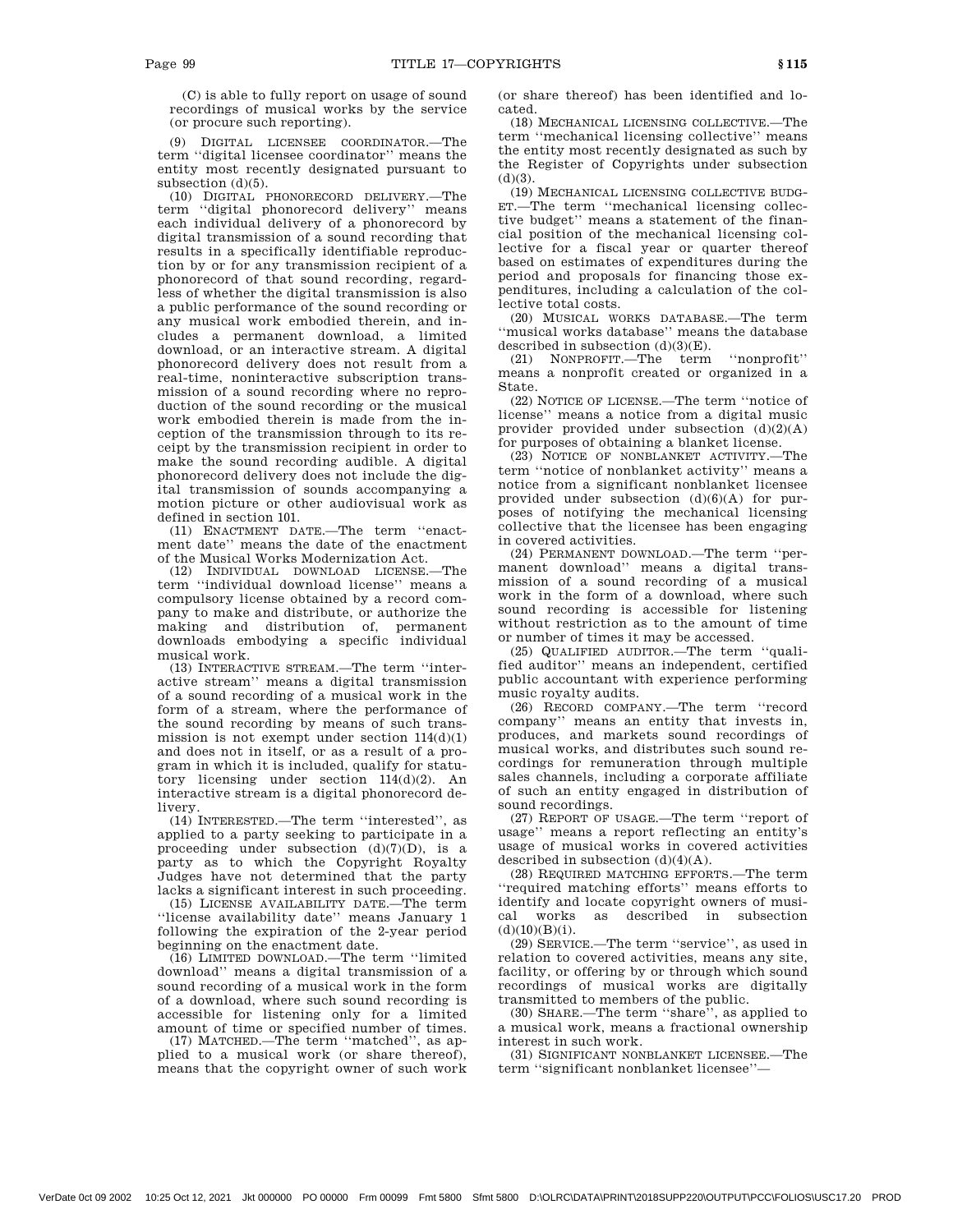(C) is able to fully report on usage of sound recordings of musical works by the service (or procure such reporting).

(9) DIGITAL LICENSEE COORDINATOR.—The term ''digital licensee coordinator'' means the entity most recently designated pursuant to subsection (d)(5).

(10) DIGITAL PHONORECORD DELIVERY.—The term ''digital phonorecord delivery'' means each individual delivery of a phonorecord by digital transmission of a sound recording that results in a specifically identifiable reproduction by or for any transmission recipient of a phonorecord of that sound recording, regardless of whether the digital transmission is also a public performance of the sound recording or any musical work embodied therein, and includes a permanent download, a limited download, or an interactive stream. A digital phonorecord delivery does not result from a real-time, noninteractive subscription transmission of a sound recording where no reproduction of the sound recording or the musical work embodied therein is made from the inception of the transmission through to its receipt by the transmission recipient in order to make the sound recording audible. A digital phonorecord delivery does not include the digital transmission of sounds accompanying a motion picture or other audiovisual work as defined in section 101.

(11) ENACTMENT DATE.—The term ''enactment date'' means the date of the enactment of the Musical Works Modernization Act.

(12) INDIVIDUAL DOWNLOAD LICENSE.—The term ''individual download license'' means a compulsory license obtained by a record company to make and distribute, or authorize the making and distribution of, permanent downloads embodying a specific individual musical work.

(13) INTERACTIVE STREAM.—The term ''interactive stream'' means a digital transmission of a sound recording of a musical work in the form of a stream, where the performance of the sound recording by means of such transmission is not exempt under section 114(d)(1) and does not in itself, or as a result of a program in which it is included, qualify for statutory licensing under section 114(d)(2). An interactive stream is a digital phonorecord delivery.

(14) INTERESTED.—The term ''interested'', as applied to a party seeking to participate in a proceeding under subsection (d)(7)(D), is a party as to which the Copyright Royalty Judges have not determined that the party lacks a significant interest in such proceeding.

(15) LICENSE AVAILABILITY DATE.—The term ''license availability date'' means January 1 following the expiration of the 2-year period beginning on the enactment date.

(16) LIMITED DOWNLOAD.—The term ''limited download'' means a digital transmission of a sound recording of a musical work in the form of a download, where such sound recording is accessible for listening only for a limited amount of time or specified number of times.

(17) MATCHED.—The term ''matched'', as applied to a musical work (or share thereof), means that the copyright owner of such work (or share thereof) has been identified and located.

(18) MECHANICAL LICENSING COLLECTIVE.—The term ''mechanical licensing collective'' means the entity most recently designated as such by the Register of Copyrights under subsection (d)(3).

(19) MECHANICAL LICENSING COLLECTIVE BUDGET.—The term ''mechanical licensing collective budget'' means a statement of the financial position of the mechanical licensing collective for a fiscal year or quarter thereof based on estimates of expenditures during the period and proposals for financing those expenditures, including a calculation of the collective total costs.

(20) MUSICAL WORKS DATABASE.—The term ''musical works database'' means the database described in subsection (d)(3)(E).

(21) NONPROFIT.—The term ''nonprofit'' means a nonprofit created or organized in a State.

(22) NOTICE OF LICENSE.—The term ''notice of license'' means a notice from a digital music provider provided under subsection (d)(2)(A) for purposes of obtaining a blanket license.

(23) NOTICE OF NONBLANKET ACTIVITY.—The term ''notice of nonblanket activity'' means a notice from a significant nonblanket licensee provided under subsection (d)(6)(A) for purposes of notifying the mechanical licensing collective that the licensee has been engaging in covered activities.

(24) PERMANENT DOWNLOAD.—The term ''permanent download'' means a digital transmission of a sound recording of a musical work in the form of a download, where such sound recording is accessible for listening without restriction as to the amount of time or number of times it may be accessed.

(25) QUALIFIED AUDITOR.—The term ''qualified auditor'' means an independent, certified public accountant with experience performing music royalty audits.

(26) RECORD COMPANY.—The term ''record company'' means an entity that invests in, produces, and markets sound recordings of musical works, and distributes such sound recordings for remuneration through multiple sales channels, including a corporate affiliate of such an entity engaged in distribution of sound recordings.

(27) REPORT OF USAGE.—The term ''report of usage'' means a report reflecting an entity's usage of musical works in covered activities described in subsection (d)(4)(A).

(28) REQUIRED MATCHING EFFORTS.—The term ''required matching efforts'' means efforts to identify and locate copyright owners of musical works as described in subsection (d)(10)(B)(i).

(29) SERVICE.—The term ''service'', as used in relation to covered activities, means any site, facility, or offering by or through which sound recordings of musical works are digitally transmitted to members of the public.

(30) SHARE.—The term ''share'', as applied to a musical work, means a fractional ownership interest in such work.

(31) SIGNIFICANT NONBLANKET LICENSEE.—The term ''significant nonblanket licensee''—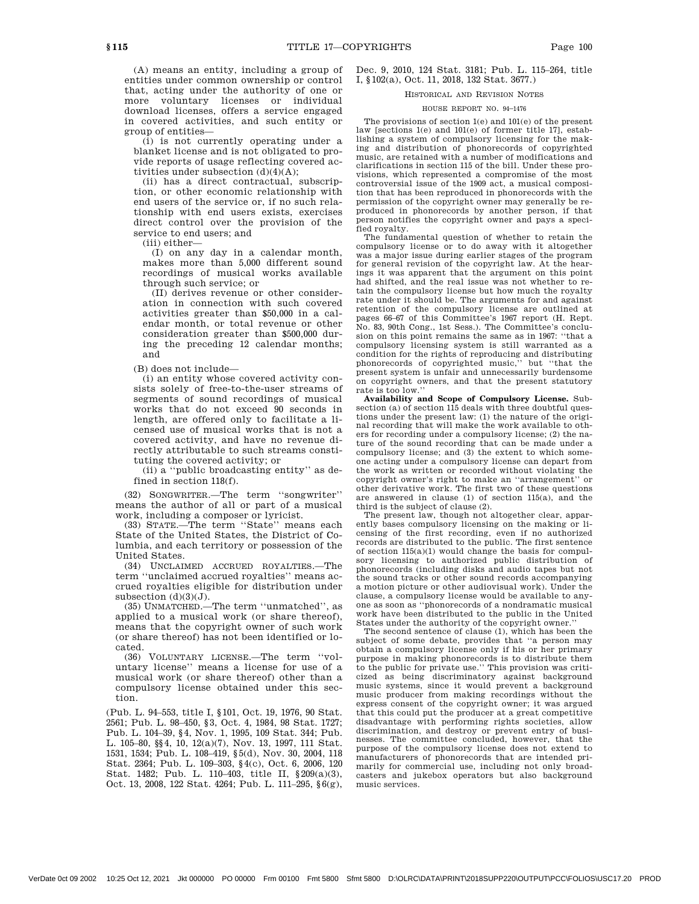(A) means an entity, including a group of entities under common ownership or control that, acting under the authority of one or more voluntary licenses or individual download licenses, offers a service engaged in covered activities, and such entity or group of entities—

(i) is not currently operating under a blanket license and is not obligated to provide reports of usage reflecting covered activities under subsection (d)(4)(A);

(ii) has a direct contractual, subscription, or other economic relationship with end users of the service or, if no such relationship with end users exists, exercises direct control over the provision of the service to end users; and

(iii) either—

(I) on any day in a calendar month, makes more than 5,000 different sound recordings of musical works available through such service; or

(II) derives revenue or other consideration in connection with such covered activities greater than $50,000 in a calendar month, or total revenue or other consideration greater than $500,000 during the preceding 12 calendar months; and

(B) does not include—

(i) an entity whose covered activity consists solely of free-to-the-user streams of segments of sound recordings of musical works that do not exceed 90 seconds in length, are offered only to facilitate a licensed use of musical works that is not a covered activity, and have no revenue directly attributable to such streams constituting the covered activity; or

(ii) a ''public broadcasting entity'' as defined in section 118(f).

(32) SONGWRITER.—The term ''songwriter'' means the author of all or part of a musical work, including a composer or lyricist.

(33) STATE.—The term ''State'' means each State of the United States, the District of Columbia, and each territory or possession of the United States.

(34) UNCLAIMED ACCRUED ROYALTIES.—The term ''unclaimed accrued royalties'' means accrued royalties eligible for distribution under subsection (d)(3)(J).

(35) UNMATCHED.—The term ''unmatched'', as applied to a musical work (or share thereof), means that the copyright owner of such work (or share thereof) has not been identified or located.

(36) VOLUNTARY LICENSE.—The term ''voluntary license'' means a license for use of a musical work (or share thereof) other than a compulsory license obtained under this section.

(Pub. L. 94–553, title I, §101, Oct. 19, 1976, 90 Stat. 2561; Pub. L. 98–450, §3, Oct. 4, 1984, 98 Stat. 1727; Pub. L. 104–39, §4, Nov. 1, 1995, 109 Stat. 344; Pub. L. 105–80, §§4, 10, 12(a)(7), Nov. 13, 1997, 111 Stat. 1531, 1534; Pub. L. 108–419, §5(d), Nov. 30, 2004, 118 Stat. 2364; Pub. L. 109–303, §4(c), Oct. 6, 2006, 120 Stat. 1482; Pub. L. 110–403, title II, §209(a)(3), Oct. 13, 2008, 122 Stat. 4264; Pub. L. 111–295, §6(g), Dec. 9, 2010, 124 Stat. 3181; Pub. L. 115–264, title I, §102(a), Oct. 11, 2018, 132 Stat. 3677.)

## HISTORICAL AND REVISION NOTES

### HOUSE REPORT NO. 94–1476

The provisions of section 1(e) and 101(e) of the present law [sections 1(e) and 101(e) of former title 17], establishing a system of compulsory licensing for the making and distribution of phonorecords of copyrighted music, are retained with a number of modifications and clarifications in section 115 of the bill. Under these provisions, which represented a compromise of the most controversial issue of the 1909 act, a musical composition that has been reproduced in phonorecords with the permission of the copyright owner may generally be reproduced in phonorecords by another person, if that person notifies the copyright owner and pays a specified royalty.

The fundamental question of whether to retain the compulsory license or to do away with it altogether was a major issue during earlier stages of the program for general revision of the copyright law. At the hearings it was apparent that the argument on this point had shifted, and the real issue was not whether to retain the compulsory license but how much the royalty rate under it should be. The arguments for and against retention of the compulsory license are outlined at pages 66–67 of this Committee's 1967 report (H. Rept. No. 83, 90th Cong., 1st Sess.). The Committee's conclusion on this point remains the same as in 1967: ''that a compulsory licensing system is still warranted as a condition for the rights of reproducing and distributing phonorecords of copyrighted music,'' but ''that the present system is unfair and unnecessarily burdensome on copyright owners, and that the present statutory rate is too low.''

**Availability and Scope of Compulsory License.** Subsection (a) of section 115 deals with three doubtful questions under the present law: (1) the nature of the original recording that will make the work available to others for recording under a compulsory license; (2) the nature of the sound recording that can be made under a compulsory license; and (3) the extent to which someone acting under a compulsory license can depart from the work as written or recorded without violating the copyright owner's right to make an ''arrangement'' or other derivative work. The first two of these questions are answered in clause (1) of section 115(a), and the third is the subject of clause (2).

The present law, though not altogether clear, apparently bases compulsory licensing on the making or licensing of the first recording, even if no authorized records are distributed to the public. The first sentence of section 115(a)(1) would change the basis for compulsory licensing to authorized public distribution of phonorecords (including disks and audio tapes but not the sound tracks or other sound records accompanying a motion picture or other audiovisual work). Under the clause, a compulsory license would be available to anyone as soon as ''phonorecords of a nondramatic musical work have been distributed to the public in the United States under the authority of the copyright owner.''

The second sentence of clause (1), which has been the subject of some debate, provides that ''a person may obtain a compulsory license only if his or her primary purpose in making phonorecords is to distribute them to the public for private use.'' This provision was criticized as being discriminatory against background music systems, since it would prevent a background music producer from making recordings without the express consent of the copyright owner; it was argued that this could put the producer at a great competitive disadvantage with performing rights societies, allow discrimination, and destroy or prevent entry of businesses. The committee concluded, however, that the purpose of the compulsory license does not extend to manufacturers of phonorecords that are intended primarily for commercial use, including not only broadcasters and jukebox operators but also background music services.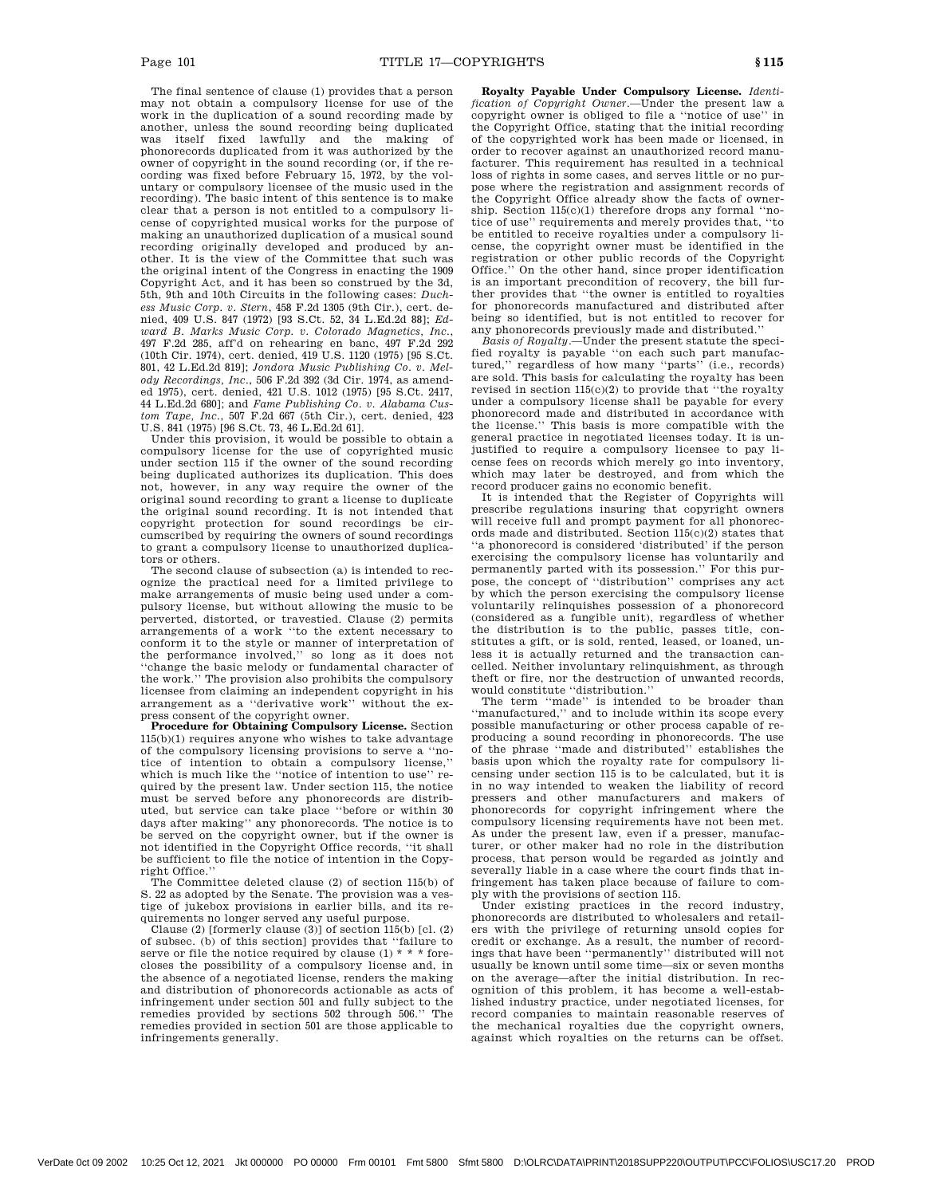The final sentence of clause (1) provides that a person may not obtain a compulsory license for use of the work in the duplication of a sound recording made by another, unless the sound recording being duplicated was itself fixed lawfully and the making of phonorecords duplicated from it was authorized by the owner of copyright in the sound recording (or, if the recording was fixed before February 15, 1972, by the voluntary or compulsory licensee of the music used in the recording). The basic intent of this sentence is to make clear that a person is not entitled to a compulsory license of copyrighted musical works for the purpose of making an unauthorized duplication of a musical sound recording originally developed and produced by another. It is the view of the Committee that such was the original intent of the Congress in enacting the 1909 Copyright Act, and it has been so construed by the 3d, 5th, 9th and 10th Circuits in the following cases: *Duchess Music Corp. v. Stern*, 458 F.2d 1305 (9th Cir.), cert. denied, 409 U.S. 847 (1972) [93 S.Ct. 52, 34 L.Ed.2d 88]; *Edward B. Marks Music Corp. v. Colorado Magnetics, Inc.*, 497 F.2d 285, aff'd on rehearing en banc, 497 F.2d 292 (10th Cir. 1974), cert. denied, 419 U.S. 1120 (1975) [95 S.Ct. 801, 42 L.Ed.2d 819]; *Jondora Music Publishing Co. v. Melody Recordings, Inc.*, 506 F.2d 392 (3d Cir. 1974, as amended 1975), cert. denied, 421 U.S. 1012 (1975) [95 S.Ct. 2417, 44 L.Ed.2d 680]; and *Fame Publishing Co. v. Alabama Custom Tape, Inc.*, 507 F.2d 667 (5th Cir.), cert. denied, 423 U.S. 841 (1975) [96 S.Ct. 73, 46 L.Ed.2d 61].

Under this provision, it would be possible to obtain a compulsory license for the use of copyrighted music under section 115 if the owner of the sound recording being duplicated authorizes its duplication. This does not, however, in any way require the owner of the original sound recording to grant a license to duplicate the original sound recording. It is not intended that copyright protection for sound recordings be circumscribed by requiring the owners of sound recordings to grant a compulsory license to unauthorized duplicators or others.

The second clause of subsection (a) is intended to recognize the practical need for a limited privilege to make arrangements of music being used under a compulsory license, but without allowing the music to be perverted, distorted, or travestied. Clause (2) permits arrangements of a work "to the extent necessary to conform it to the style or manner of interpretation of the performance involved," so long as it does not "change the basic melody or fundamental character of the work." The provision also prohibits the compulsory licensee from claiming an independent copyright in his arrangement as a "derivative work" without the express consent of the copyright owner.

**Procedure for Obtaining Compulsory License.** Section 115(b)(1) requires anyone who wishes to take advantage of the compulsory licensing provisions to serve a "notice of intention to obtain a compulsory license," which is much like the "notice of intention to use" required by the present law. Under section 115, the notice must be served before any phonorecords are distributed, but service can take place "before or within 30 days after making" any phonorecords. The notice is to be served on the copyright owner, but if the owner is not identified in the Copyright Office records, "it shall be sufficient to file the notice of intention in the Copyright Office."

The Committee deleted clause (2) of section 115(b) of S. 22 as adopted by the Senate. The provision was a vestige of jukebox provisions in earlier bills, and its requirements no longer served any useful purpose.

Clause (2) [formerly clause (3)] of section 115(b) [cl. (2) of subsec. (b) of this section] provides that "failure to serve or file the notice required by clause (1) * * * forecloses the possibility of a compulsory license and, in the absence of a negotiated license, renders the making and distribution of phonorecords actionable as acts of infringement under section 501 and fully subject to the remedies provided by sections 502 through 506." The remedies provided in section 501 are those applicable to infringements generally.

**Royalty Payable Under Compulsory License.** *Identification of Copyright Owner.*—Under the present law a copyright owner is obliged to file a "notice of use" in the Copyright Office, stating that the initial recording of the copyrighted work has been made or licensed, in order to recover against an unauthorized record manufacturer. This requirement has resulted in a technical loss of rights in some cases, and serves little or no purpose where the registration and assignment records of the Copyright Office already show the facts of ownership. Section 115(c)(1) therefore drops any formal "notice of use" requirements and merely provides that, "to be entitled to receive royalties under a compulsory license, the copyright owner must be identified in the registration or other public records of the Copyright Office." On the other hand, since proper identification is an important precondition of recovery, the bill further provides that "the owner is entitled to royalties for phonorecords manufactured and distributed after being so identified, but is not entitled to recover for any phonorecords previously made and distributed."

*Basis of Royalty.*—Under the present statute the specified royalty is payable "on each such part manufactured," regardless of how many "parts" (i.e., records) are sold. This basis for calculating the royalty has been revised in section 115(c)(2) to provide that "the royalty under a compulsory license shall be payable for every phonorecord made and distributed in accordance with the license." This basis is more compatible with the general practice in negotiated licenses today. It is unjustified to require a compulsory licensee to pay license fees on records which merely go into inventory, which may later be destroyed, and from which the record producer gains no economic benefit.

It is intended that the Register of Copyrights will prescribe regulations insuring that copyright owners will receive full and prompt payment for all phonorecords made and distributed. Section 115(c)(2) states that "a phonorecord is considered 'distributed' if the person exercising the compulsory license has voluntarily and permanently parted with its possession." For this purpose, the concept of "distribution" comprises any act by which the person exercising the compulsory license voluntarily relinquishes possession of a phonorecord (considered as a fungible unit), regardless of whether the distribution is to the public, passes title, constitutes a gift, or is sold, rented, leased, or loaned, unless it is actually returned and the transaction cancelled. Neither involuntary relinquishment, as through theft or fire, nor the destruction of unwanted records, would constitute "distribution."

The term "made" is intended to be broader than "manufactured," and to include within its scope every possible manufacturing or other process capable of reproducing a sound recording in phonorecords. The use of the phrase "made and distributed" establishes the basis upon which the royalty rate for compulsory licensing under section 115 is to be calculated, but it is in no way intended to weaken the liability of record pressers and other manufacturers and makers of phonorecords for copyright infringement where the compulsory licensing requirements have not been met. As under the present law, even if a presser, manufacturer, or other maker had no role in the distribution process, that person would be regarded as jointly and severally liable in a case where the court finds that infringement has taken place because of failure to comply with the provisions of section 115.

Under existing practices in the record industry, phonorecords are distributed to wholesalers and retailers with the privilege of returning unsold copies for credit or exchange. As a result, the number of recordings that have been "permanently" distributed will not usually be known until some time—six or seven months on the average—after the initial distribution. In recognition of this problem, it has become a well-established industry practice, under negotiated licenses, for record companies to maintain reasonable reserves of the mechanical royalties due the copyright owners, against which royalties on the returns can be offset.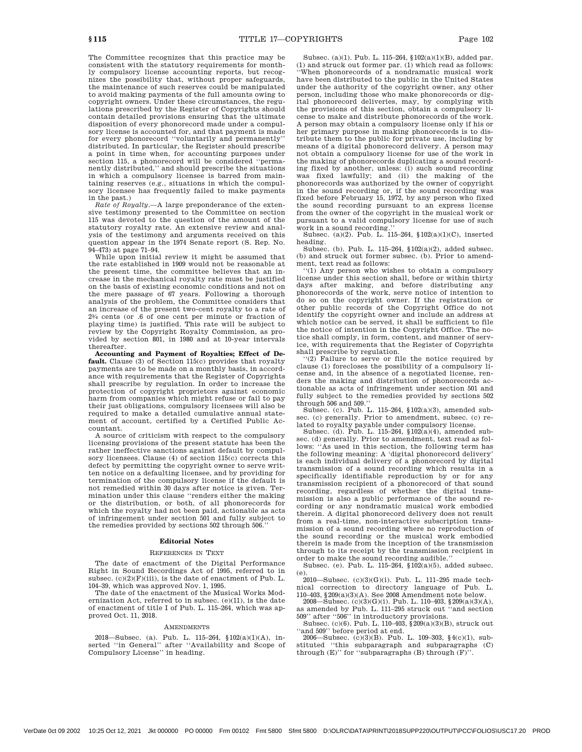The Committee recognizes that this practice may be consistent with the statutory requirements for monthly compulsory license accounting reports, but recognizes the possibility that, without proper safeguards, the maintenance of such reserves could be manipulated to avoid making payments of the full amounts owing to copyright owners. Under these circumstances, the regulations prescribed by the Register of Copyrights should contain detailed provisions ensuring that the ultimate disposition of every phonorecord made under a compulsory license is accounted for, and that payment is made for every phonorecord ''voluntarily and permanently'' distributed. In particular, the Register should prescribe a point in time when, for accounting purposes under section 115, a phonorecord will be considered ''permanently distributed,'' and should prescribe the situations in which a compulsory licensee is barred from maintaining reserves (e.g., situations in which the compulsory licensee has frequently failed to make payments in the past.)

*Rate of Royalty*.—A large preponderance of the extensive testimony presented to the Committee on section 115 was devoted to the question of the amount of the statutory royalty rate. An extensive review and analysis of the testimony and arguments received on this question appear in the 1974 Senate report (S. Rep. No. 94–473) at page 71–94.

While upon initial review it might be assumed that the rate established in 1909 would not be reasonable at the present time, the committee believes that an increase in the mechanical royalty rate must be justified on the basis of existing economic conditions and not on the mere passage of 67 years. Following a thorough analysis of the problem, the Committee considers that an increase of the present two-cent royalty to a rate of 2¾ cents (or .6 of one cent per minute or fraction of playing time) is justified. This rate will be subject to review by the Copyright Royalty Commission, as provided by section 801, in 1980 and at 10-year intervals thereafter.

**Accounting and Payment of Royalties; Effect of Default.** Clause (3) of Section 115(c) provides that royalty payments are to be made on a monthly basis, in accordance with requirements that the Register of Copyrights shall prescribe by regulation. In order to increase the protection of copyright proprietors against economic harm from companies which might refuse or fail to pay their just obligations, compulsory licensees will also be required to make a detailed cumulative annual statement of account, certified by a Certified Public Accountant.

A source of criticism with respect to the compulsory licensing provisions of the present statute has been the rather ineffective sanctions against default by compulsory licensees. Clause (4) of section 115(c) corrects this defect by permitting the copyright owner to serve written notice on a defaulting licensee, and by providing for termination of the compulsory license if the default is not remedied within 30 days after notice is given. Termination under this clause ''renders either the making or the distribution, or both, of all phonorecords for which the royalty had not been paid, actionable as acts of infringement under section 501 and fully subject to the remedies provided by sections 502 through 506.''

## Editorial Notes

### References in Text

The date of enactment of the Digital Performance Right in Sound Recordings Act of 1995, referred to in subsec. (c)(2)(F)(iii), is the date of enactment of Pub. L. 104–39, which was approved Nov. 1, 1995.

The date of the enactment of the Musical Works Modernization Act, referred to in subsec. (e)(11), is the date of enactment of title I of Pub. L. 115–264, which was approved Oct. 11, 2018.

### Amendments

2018—Subsec. (a). Pub. L. 115–264, §102(a)(1)(A), inserted ''in General'' after ''Availability and Scope of Compulsory License'' in heading.

Subsec. (a)(1). Pub. L. 115–264, §102(a)(1)(B), added par. (1) and struck out former par. (1) which read as follows: ''When phonorecords of a nondramatic musical work have been distributed to the public in the United States under the authority of the copyright owner, any other person, including those who make phonorecords or digital phonorecord deliveries, may, by complying with the provisions of this section, obtain a compulsory license to make and distribute phonorecords of the work. A person may obtain a compulsory license only if his or her primary purpose in making phonorecords is to distribute them to the public for private use, including by means of a digital phonorecord delivery. A person may not obtain a compulsory license for use of the work in the making of phonorecords duplicating a sound recording fixed by another, unless: (i) such sound recording was fixed lawfully; and (ii) the making of the phonorecords was authorized by the owner of copyright in the sound recording or, if the sound recording was fixed before February 15, 1972, by any person who fixed the sound recording pursuant to an express license from the owner of the copyright in the musical work or pursuant to a valid compulsory license for use of such work in a sound recording.''

Subsec. (a)(2). Pub. L. 115–264, §102(a)(1)(C), inserted heading.

Subsec. (b). Pub. L. 115–264, §102(a)(2), added subsec. (b) and struck out former subsec. (b). Prior to amendment, text read as follows:

''(1) Any person who wishes to obtain a compulsory license under this section shall, before or within thirty days after making, and before distributing any phonorecords of the work, serve notice of intention to do so on the copyright owner. If the registration or other public records of the Copyright Office do not identify the copyright owner and include an address at which notice can be served, it shall be sufficient to file the notice of intention in the Copyright Office. The notice shall comply, in form, content, and manner of service, with requirements that the Register of Copyrights shall prescribe by regulation.

''(2) Failure to serve or file the notice required by clause (1) forecloses the possibility of a compulsory license and, in the absence of a negotiated license, renders the making and distribution of phonorecords actionable as acts of infringement under section 501 and fully subject to the remedies provided by sections 502 through 506 and 509.''

Subsec. (c). Pub. L. 115–264, §102(a)(3), amended subsec. (c) generally. Prior to amendment, subsec. (c) related to royalty payable under compulsory license.

Subsec. (d). Pub. L. 115–264, §102(a)(4), amended subsec. (d) generally. Prior to amendment, text read as follows: ''As used in this section, the following term has the following meaning: A 'digital phonorecord delivery' is each individual delivery of a phonorecord by digital transmission of a sound recording which results in a specifically identifiable reproduction by or for any transmission recipient of a phonorecord of that sound recording, regardless of whether the digital transmission is also a public performance of the sound recording or any nondramatic musical work embodied therein. A digital phonorecord delivery does not result from a real-time, non-interactive subscription transmission of a sound recording where no reproduction of the sound recording or the musical work embodied therein is made from the inception of the transmission through to its receipt by the transmission recipient in order to make the sound recording audible.''

Subsec. (e). Pub. L. 115–264, §102(a)(5), added subsec. (e).

2010—Subsec. (c)(3)(G)(i). Pub. L. 111–295 made technical correction to directory language of Pub. L. 110–403, §209(a)(3)(A). See 2008 Amendment note below.

2008—Subsec. (c)(3)(G)(i). Pub. L. 110–403, §209(a)(3)(A), as amended by Pub. L. 111–295 struck out ''and section 509'' after ''506'' in introductory provisions.

Subsec. (c)(6). Pub. L. 110–403, §209(a)(3)(B), struck out ''and 509'' before period at end.

2006—Subsec. (c)(3)(B). Pub. L. 109–303, §4(c)(1), substituted ''this subparagraph and subparagraphs (C) through (E)'' for ''subparagraphs (B) through (F)''.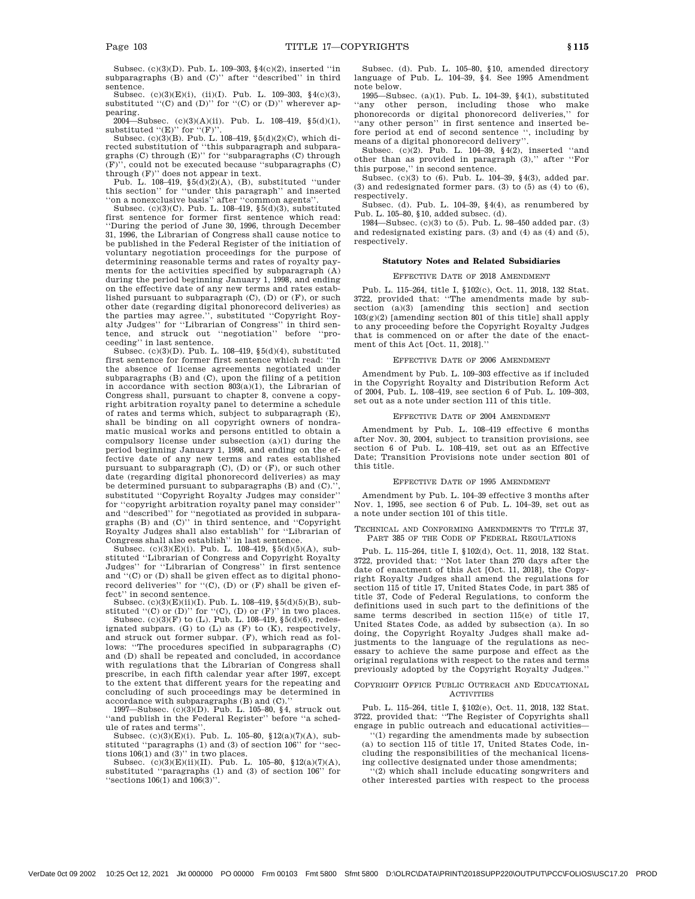Subsec. (c)(3)(D). Pub. L. 109–303, §4(c)(2), inserted ''in subparagraphs (B) and (C)'' after ''described'' in third sentence.

Subsec. (c)(3)(E)(i), (ii)(I). Pub. L. 109–303, §4(c)(3), substituted ''(C) and (D)'' for ''(C) or (D)'' wherever appearing.

2004—Subsec. (c)(3)(A)(ii). Pub. L. 108–419, §5(d)(1), substituted ''(E)'' for ''(F)''.

Subsec. (c)(3)(B). Pub. L. 108–419, §5(d)(2)(C), which directed substitution of ''this subparagraph and subparagraphs (C) through (E)'' for ''subparagraphs (C) through (F)'', could not be executed because ''subparagraphs (C) through (F)'' does not appear in text.

Pub. L. 108–419, §5(d)(2)(A), (B), substituted ''under this section'' for ''under this paragraph'' and inserted ''on a nonexclusive basis'' after ''common agents''.

Subsec. (c)(3)(C). Pub. L. 108–419, §5(d)(3), substituted first sentence for former first sentence which read: ''During the period of June 30, 1996, through December 31, 1996, the Librarian of Congress shall cause notice to be published in the Federal Register of the initiation of voluntary negotiation proceedings for the purpose of determining reasonable terms and rates of royalty payments for the activities specified by subparagraph (A) during the period beginning January 1, 1998, and ending on the effective date of any new terms and rates established pursuant to subparagraph (C), (D) or (F), or such other date (regarding digital phonorecord deliveries) as the parties may agree.'', substituted ''Copyright Royalty Judges'' for ''Librarian of Congress'' in third sentence, and struck out ''negotiation'' before ''proceeding'' in last sentence.

Subsec. (c)(3)(D). Pub. L. 108–419, §5(d)(4), substituted first sentence for former first sentence which read: ''In the absence of license agreements negotiated under subparagraphs (B) and (C), upon the filing of a petition in accordance with section 803(a)(1), the Librarian of Congress shall, pursuant to chapter 8, convene a copyright arbitration royalty panel to determine a schedule of rates and terms which, subject to subparagraph (E), shall be binding on all copyright owners of nondramatic musical works and persons entitled to obtain a compulsory license under subsection (a)(1) during the period beginning January 1, 1998, and ending on the effective date of any new terms and rates established pursuant to subparagraph (C), (D) or (F), or such other date (regarding digital phonorecord deliveries) as may be determined pursuant to subparagraphs (B) and (C).'', substituted ''Copyright Royalty Judges may consider'' for ''copyright arbitration royalty panel may consider'' and ''described'' for ''negotiated as provided in subparagraphs (B) and (C)'' in third sentence, and ''Copyright Royalty Judges shall also establish'' for ''Librarian of Congress shall also establish'' in last sentence.

Subsec. (c)(3)(E)(i). Pub. L. 108–419, §5(d)(5)(A), substituted ''Librarian of Congress and Copyright Royalty Judges'' for ''Librarian of Congress'' in first sentence and ''(C) or (D) shall be given effect as to digital phonorecord deliveries'' for ''(C), (D) or (F) shall be given effect'' in second sentence.

Subsec. (c)(3)(E)(ii)(I). Pub. L. 108–419, §5(d)(5)(B), substituted ''(C) or (D)'' for ''(C), (D) or (F)'' in two places.

Subsec. (c)(3)(F) to (L). Pub. L. 108–419, §5(d)(6), redesignated subpars. (G) to (L) as (F) to (K), respectively, and struck out former subpar. (F), which read as follows: ''The procedures specified in subparagraphs (C) and (D) shall be repeated and concluded, in accordance with regulations that the Librarian of Congress shall prescribe, in each fifth calendar year after 1997, except to the extent that different years for the repeating and concluding of such proceedings may be determined in accordance with subparagraphs (B) and (C).''

1997—Subsec. (c)(3)(D). Pub. L. 105–80, §4, struck out ''and publish in the Federal Register'' before ''a schedule of rates and terms''.

Subsec. (c)(3)(E)(i). Pub. L. 105–80, §12(a)(7)(A), substituted ''paragraphs (1) and (3) of section 106'' for ''sections 106(1) and (3)'' in two places.

Subsec. (c)(3)(E)(ii)(II). Pub. L. 105–80, §12(a)(7)(A), substituted ''paragraphs (1) and (3) of section 106'' for ''sections 106(1) and 106(3)''.

Subsec. (d). Pub. L. 105–80, §10, amended directory language of Pub. L. 104–39, §4. See 1995 Amendment note below.

1995—Subsec. (a)(1). Pub. L. 104–39, §4(1), substituted ''any other person, including those who make phonorecords or digital phonorecord deliveries,'' for ''any other person'' in first sentence and inserted before period at end of second sentence '', including by means of a digital phonorecord delivery''.

Subsec. (c)(2). Pub. L. 104–39, §4(2), inserted ''and other than as provided in paragraph (3),'' after ''For this purpose,'' in second sentence.

Subsec. (c)(3) to (6). Pub. L. 104–39, §4(3), added par. (3) and redesignated former pars. (3) to (5) as (4) to (6), respectively.

Subsec. (d). Pub. L. 104–39, §4(4), as renumbered by Pub. L. 105–80, §10, added subsec. (d).

1984—Subsec. (c)(3) to (5). Pub. L. 98–450 added par. (3) and redesignated existing pars. (3) and (4) as (4) and (5), respectively.

## Statutory Notes and Related Subsidiaries

### Effective Date of 2018 Amendment

Pub. L. 115–264, title I, §102(c), Oct. 11, 2018, 132 Stat. 3722, provided that: ''The amendments made by subsection (a)(3) [amending this section] and section 103(g)(2) [amending section 801 of this title] shall apply to any proceeding before the Copyright Royalty Judges that is commenced on or after the date of the enactment of this Act [Oct. 11, 2018].''

### Effective Date of 2006 Amendment

Amendment by Pub. L. 109–303 effective as if included in the Copyright Royalty and Distribution Reform Act of 2004, Pub. L. 108–419, see section 6 of Pub. L. 109–303, set out as a note under section 111 of this title.

### Effective Date of 2004 Amendment

Amendment by Pub. L. 108–419 effective 6 months after Nov. 30, 2004, subject to transition provisions, see section 6 of Pub. L. 108–419, set out as an Effective Date; Transition Provisions note under section 801 of this title.

### Effective Date of 1995 Amendment

Amendment by Pub. L. 104–39 effective 3 months after Nov. 1, 1995, see section 6 of Pub. L. 104–39, set out as a note under section 101 of this title.

### Technical and Conforming Amendments to Title 37, Part 385 of the Code of Federal Regulations

Pub. L. 115–264, title I, §102(d), Oct. 11, 2018, 132 Stat. 3722, provided that: ''Not later than 270 days after the date of enactment of this Act [Oct. 11, 2018], the Copyright Royalty Judges shall amend the regulations for section 115 of title 17, United States Code, in part 385 of title 37, Code of Federal Regulations, to conform the definitions used in such part to the definitions of the same terms described in section 115(e) of title 17, United States Code, as added by subsection (a). In so doing, the Copyright Royalty Judges shall make adjustments to the language of the regulations as necessary to achieve the same purpose and effect as the original regulations with respect to the rates and terms previously adopted by the Copyright Royalty Judges.''

### Copyright Office Public Outreach and Educational Activities

Pub. L. 115–264, title I, §102(e), Oct. 11, 2018, 132 Stat. 3722, provided that: ''The Register of Copyrights shall engage in public outreach and educational activities—

''(1) regarding the amendments made by subsection (a) to section 115 of title 17, United States Code, including the responsibilities of the mechanical licensing collective designated under those amendments;

''(2) which shall include educating songwriters and other interested parties with respect to the process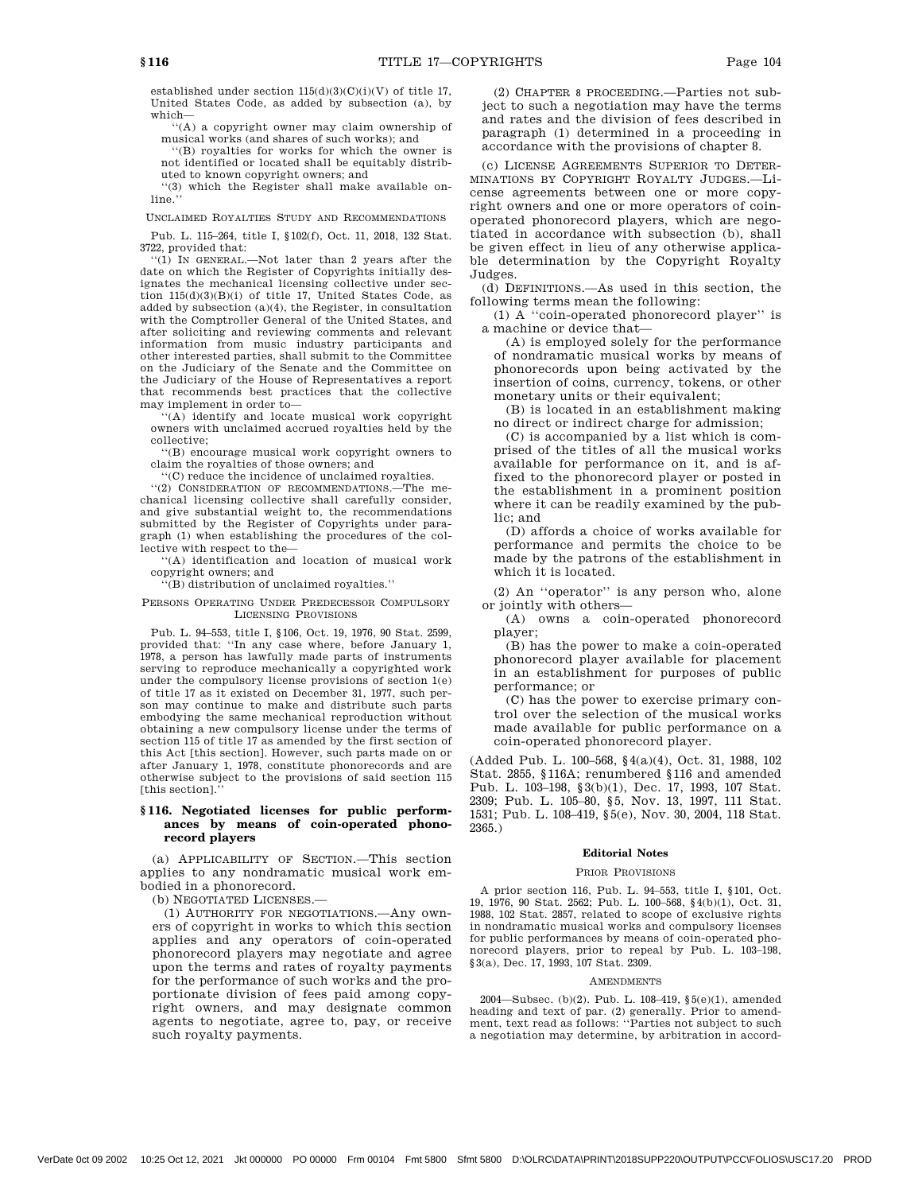established under section 115(d)(3)(C)(i)(V) of title 17, United States Code, as added by subsection (a), by which—

"(A) a copyright owner may claim ownership of musical works (and shares of such works); and

"(B) royalties for works for which the owner is not identified or located shall be equitably distributed to known copyright owners; and

"(3) which the Register shall make available online."

UNCLAIMED ROYALTIES STUDY AND RECOMMENDATIONS

Pub. L. 115–264, title I, §102(f), Oct. 11, 2018, 132 Stat. 3722, provided that:

"(1) IN GENERAL.—Not later than 2 years after the date on which the Register of Copyrights initially designates the mechanical licensing collective under section 115(d)(3)(B)(i) of title 17, United States Code, as added by subsection (a)(4), the Register, in consultation with the Comptroller General of the United States, and after soliciting and reviewing comments and relevant information from music industry participants and other interested parties, shall submit to the Committee on the Judiciary of the Senate and the Committee on the Judiciary of the House of Representatives a report that recommends best practices that the collective may implement in order to—

"(A) identify and locate musical work copyright owners with unclaimed accrued royalties held by the collective;

"(B) encourage musical work copyright owners to claim the royalties of those owners; and

"(C) reduce the incidence of unclaimed royalties.

"(2) CONSIDERATION OF RECOMMENDATIONS.—The mechanical licensing collective shall carefully consider, and give substantial weight to, the recommendations submitted by the Register of Copyrights under paragraph (1) when establishing the procedures of the collective with respect to the—

"(A) identification and location of musical work copyright owners; and

"(B) distribution of unclaimed royalties."

PERSONS OPERATING UNDER PREDECESSOR COMPULSORY LICENSING PROVISIONS

Pub. L. 94–553, title I, §106, Oct. 19, 1976, 90 Stat. 2599, provided that: "In any case where, before January 1, 1978, a person has lawfully made parts of instruments serving to reproduce mechanically a copyrighted work under the compulsory license provisions of section 1(e) of title 17 as it existed on December 31, 1977, such person may continue to make and distribute such parts embodying the same mechanical reproduction without obtaining a new compulsory license under the terms of section 115 of title 17 as amended by the first section of this Act [this section]. However, such parts made on or after January 1, 1978, constitute phonorecords and are otherwise subject to the provisions of said section 115 [this section]."

## §116. Negotiated licenses for public performances by means of coin-operated phonorecord players

(a) APPLICABILITY OF SECTION.—This section applies to any nondramatic musical work embodied in a phonorecord.

(b) NEGOTIATED LICENSES.—

(1) AUTHORITY FOR NEGOTIATIONS.—Any owners of copyright in works to which this section applies and any operators of coin-operated phonorecord players may negotiate and agree upon the terms and rates of royalty payments for the performance of such works and the proportionate division of fees paid among copyright owners, and may designate common agents to negotiate, agree to, pay, or receive such royalty payments.

(2) CHAPTER 8 PROCEEDING.—Parties not subject to such a negotiation may have the terms and rates and the division of fees described in paragraph (1) determined in a proceeding in accordance with the provisions of chapter 8.

(c) LICENSE AGREEMENTS SUPERIOR TO DETERMINATIONS BY COPYRIGHT ROYALTY JUDGES.—License agreements between one or more copyright owners and one or more operators of coin-operated phonorecord players, which are negotiated in accordance with subsection (b), shall be given effect in lieu of any otherwise applicable determination by the Copyright Royalty Judges.

(d) DEFINITIONS.—As used in this section, the following terms mean the following:

(1) A "coin-operated phonorecord player" is a machine or device that—

(A) is employed solely for the performance of nondramatic musical works by means of phonorecords upon being activated by the insertion of coins, currency, tokens, or other monetary units or their equivalent;

(B) is located in an establishment making no direct or indirect charge for admission;

(C) is accompanied by a list which is comprised of the titles of all the musical works available for performance on it, and is affixed to the phonorecord player or posted in the establishment in a prominent position where it can be readily examined by the public; and

(D) affords a choice of works available for performance and permits the choice to be made by the patrons of the establishment in which it is located.

(2) An "operator" is any person who, alone or jointly with others—

(A) owns a coin-operated phonorecord player;

(B) has the power to make a coin-operated phonorecord player available for placement in an establishment for purposes of public performance; or

(C) has the power to exercise primary control over the selection of the musical works made available for public performance on a coin-operated phonorecord player.

(Added Pub. L. 100–568, §4(a)(4), Oct. 31, 1988, 102 Stat. 2855, §116A; renumbered §116 and amended Pub. L. 103–198, §3(b)(1), Dec. 17, 1993, 107 Stat. 2309; Pub. L. 105–80, §5, Nov. 13, 1997, 111 Stat. 1531; Pub. L. 108–419, §5(e), Nov. 30, 2004, 118 Stat. 2365.)

### Editorial Notes

PRIOR PROVISIONS

A prior section 116, Pub. L. 94–553, title I, §101, Oct. 19, 1976, 90 Stat. 2562; Pub. L. 100–568, §4(b)(1), Oct. 31, 1988, 102 Stat. 2857, related to scope of exclusive rights in nondramatic musical works and compulsory licenses for public performances by means of coin-operated phonorecord players, prior to repeal by Pub. L. 103–198, §3(a), Dec. 17, 1993, 107 Stat. 2309.

AMENDMENTS

2004—Subsec. (b)(2). Pub. L. 108–419, §5(e)(1), amended heading and text of par. (2) generally. Prior to amendment, text read as follows: "Parties not subject to such a negotiation may determine, by arbitration in accord-